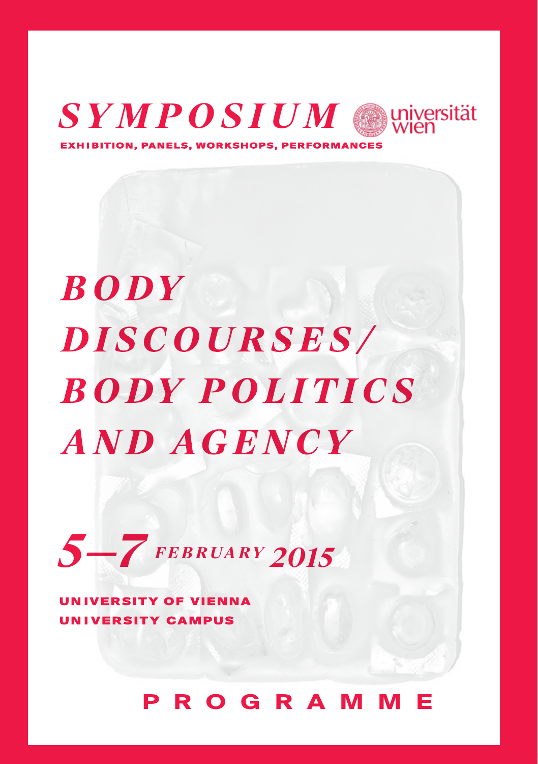# *SYMPOSIUM*

universität wien

**EXHIBITION, PANELS, WORKSHOPS, PERFORMANCES**

# *BODY DISCOURSES/ BODY POLITICS AND AGENCY*

## *5–7 FEBRUARY 2015*

**UNIVERSITY OF VIENNA**
**UNIVERSITY CAMPUS**

**PROGRAMME**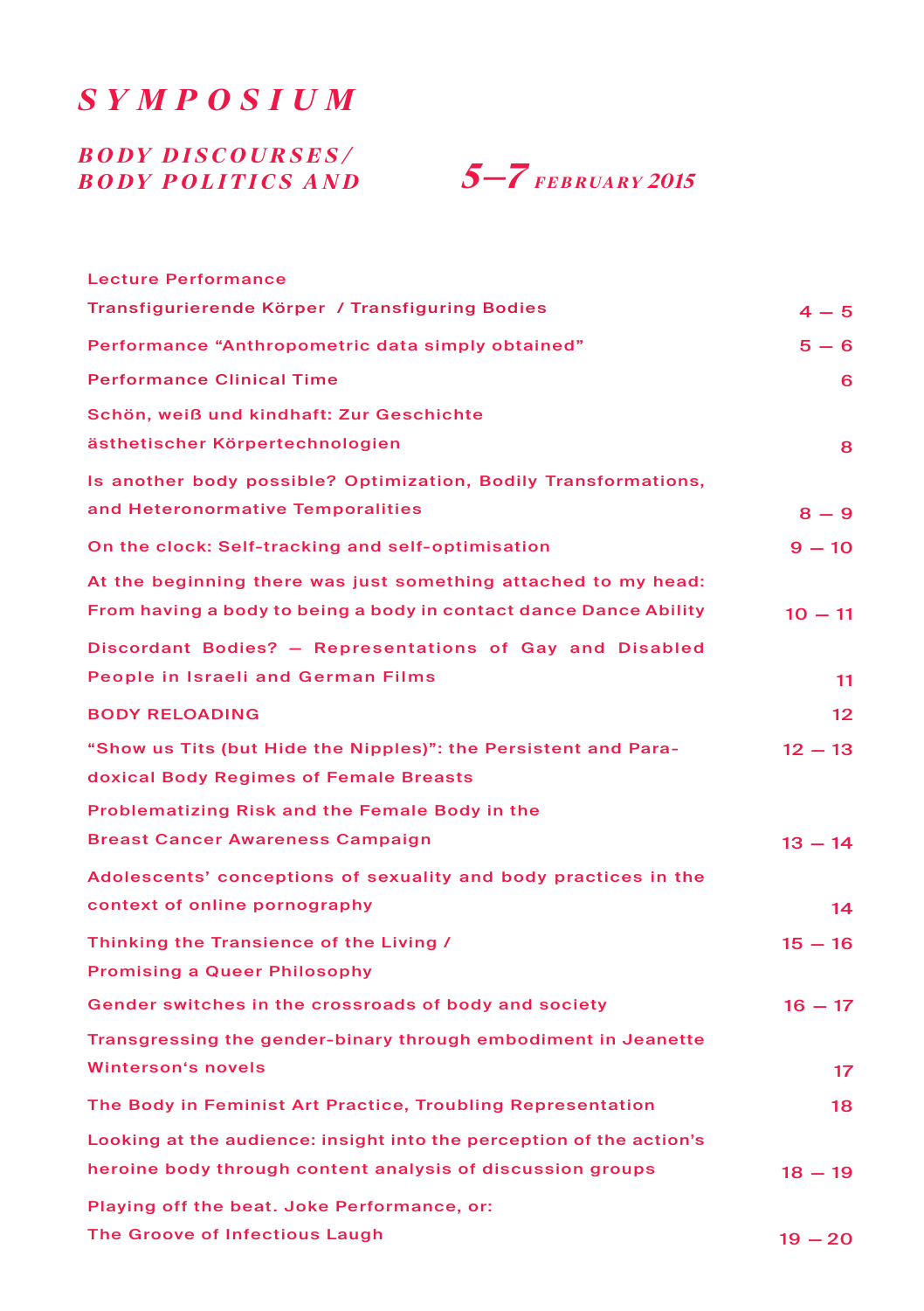# *SYMPOSIUM*

## *BODY DISCOURSES/ BODY POLITICS AND* *5–7 FEBRUARY 2015*

| | |
|---|---|
| Lecture Performance<br>Transfigurierende Körper / Transfiguring Bodies | 4 – 5 |
| Performance “Anthropometric data simply obtained” | 5 – 6 |
| Performance Clinical Time | 6 |
| Schön, weiß und kindhaft: Zur Geschichte ästhetischer Körpertechnologien | 8 |
| Is another body possible? Optimization, Bodily Transformations, and Heteronormative Temporalities | 8 – 9 |
| On the clock: Self-tracking and self-optimisation | 9 – 10 |
| At the beginning there was just something attached to my head: From having a body to being a body in contact dance Dance Ability | 10 – 11 |
| Discordant Bodies? – Representations of Gay and Disabled People in Israeli and German Films | 11 |
| BODY RELOADING | 12 |
| “Show us Tits (but Hide the Nipples)”: the Persistent and Paradoxical Body Regimes of Female Breasts | 12 – 13 |
| Problematizing Risk and the Female Body in the Breast Cancer Awareness Campaign | 13 – 14 |
| Adolescents’ conceptions of sexuality and body practices in the context of online pornography | 14 |
| Thinking the Transience of the Living / Promising a Queer Philosophy | 15 – 16 |
| Gender switches in the crossroads of body and society | 16 – 17 |
| Transgressing the gender-binary through embodiment in Jeanette Winterson‘s novels | 17 |
| The Body in Feminist Art Practice, Troubling Representation | 18 |
| Looking at the audience: insight into the perception of the action’s heroine body through content analysis of discussion groups | 18 – 19 |
| Playing off the beat. Joke Performance, or: The Groove of Infectious Laugh | 19 – 20 |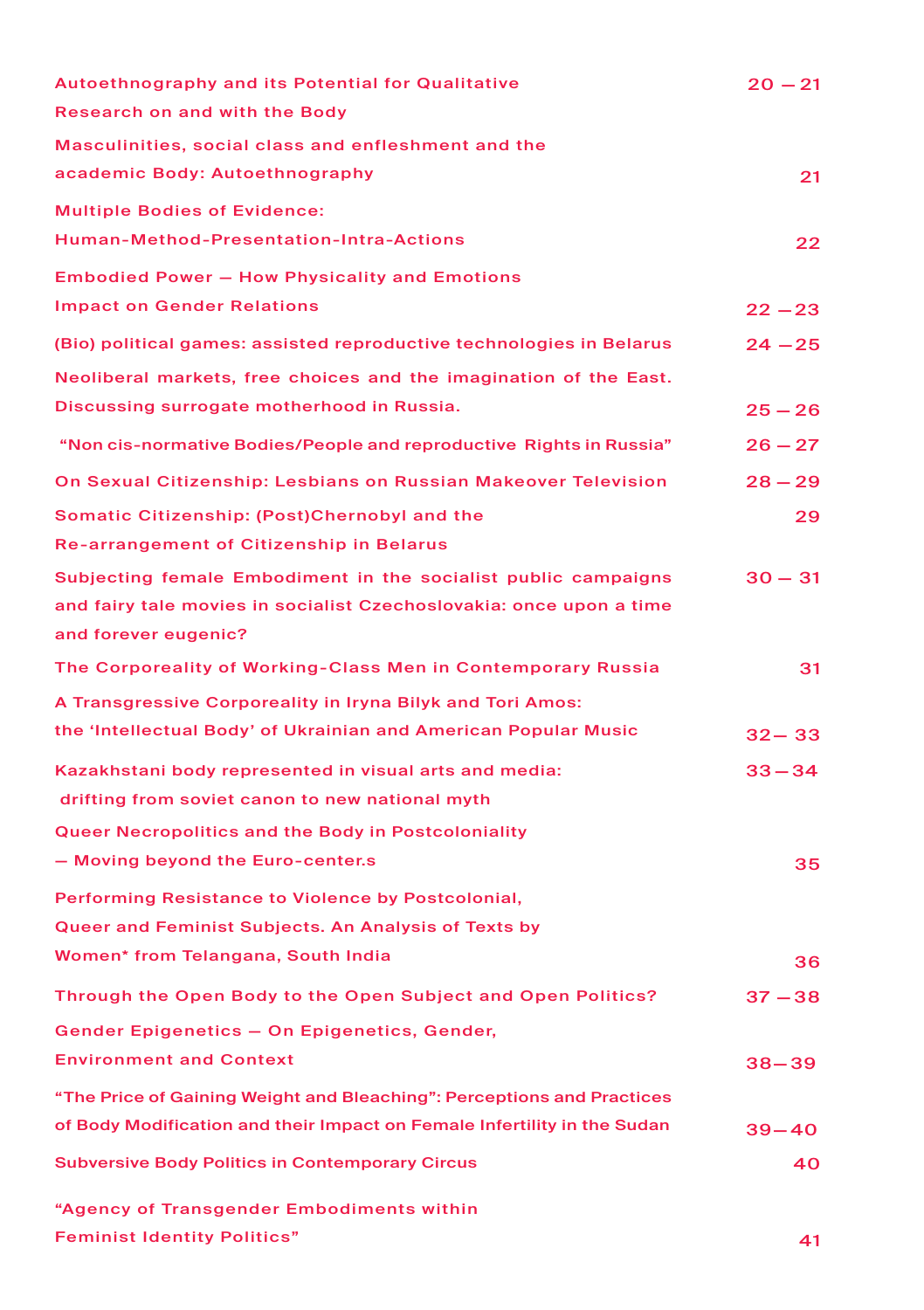| | |
|---|---|
| Autoethnography and its Potential for Qualitative Research on and with the Body | 20 – 21 |
| Masculinities, social class and enfleshment and the academic Body: Autoethnography | 21 |
| Multiple Bodies of Evidence: Human-Method-Presentation-Intra-Actions | 22 |
| Embodied Power – How Physicality and Emotions Impact on Gender Relations | 22 – 23 |
| (Bio) political games: assisted reproductive technologies in Belarus | 24 – 25 |
| Neoliberal markets, free choices and the imagination of the East. Discussing surrogate motherhood in Russia. | 25 – 26 |
| "Non cis-normative Bodies/People and reproductive Rights in Russia" | 26 – 27 |
| On Sexual Citizenship: Lesbians on Russian Makeover Television | 28 – 29 |
| Somatic Citizenship: (Post)Chernobyl and the Re-arrangement of Citizenship in Belarus | 29 |
| Subjecting female Embodiment in the socialist public campaigns and fairy tale movies in socialist Czechoslovakia: once upon a time and forever eugenic? | 30 – 31 |
| The Corporeality of Working-Class Men in Contemporary Russia | 31 |
| A Transgressive Corporeality in Iryna Bilyk and Tori Amos: the 'Intellectual Body' of Ukrainian and American Popular Music | 32 – 33 |
| Kazakhstani body represented in visual arts and media: drifting from soviet canon to new national myth | 33 – 34 |
| Queer Necropolitics and the Body in Postcoloniality – Moving beyond the Euro-center.s | 35 |
| Performing Resistance to Violence by Postcolonial, Queer and Feminist Subjects. An Analysis of Texts by Women* from Telangana, South India | 36 |
| Through the Open Body to the Open Subject and Open Politics? | 37 – 38 |
| Gender Epigenetics – On Epigenetics, Gender, Environment and Context | 38 – 39 |
| "The Price of Gaining Weight and Bleaching": Perceptions and Practices of Body Modification and their Impact on Female Infertility in the Sudan | 39 – 40 |
| Subversive Body Politics in Contemporary Circus | 40 |
| "Agency of Transgender Embodiments within Feminist Identity Politics" | 41 |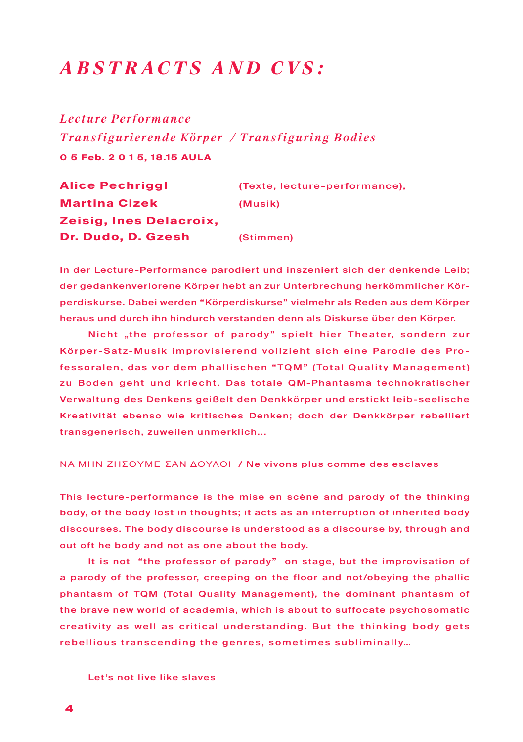# *ABSTRACTS AND CVS:*

*Lecture Performance*
*Transfigurierende Körper / Transfiguring Bodies*
**0 5 Feb. 2 0 1 5, 18.15 AULA**

**Alice Pechriggl** (Texte, lecture-performance),
**Martina Cizek** (Musik)
**Zeisig, Ines Delacroix,**
**Dr. Dudo, D. Gzesh** (Stimmen)

In der Lecture-Performance parodiert und inszeniert sich der denkende Leib; der gedankenverlorene Körper hebt an zur Unterbrechung herkömmlicher Körperdiskurse. Dabei werden "Körperdiskurse" vielmehr als Reden aus dem Körper heraus und durch ihn hindurch verstanden denn als Diskurse über den Körper.

Nicht „the professor of parody" spielt hier Theater, sondern zur Körper-Satz-Musik improvisierend vollzieht sich eine Parodie des Professoralen, das vor dem phallischen "TQM" (Total Quality Management) zu Boden geht und kriecht. Das totale QM-Phantasma technokratischer Verwaltung des Denkens geißelt den Denkkörper und erstickt leib-seelische Kreativität ebenso wie kritisches Denken; doch der Denkkörper rebelliert transgenerisch, zuweilen unmerklich…

ΝΑ ΜΗΝ ΖΗΣΟΥΜΕ ΣΑΝ ΔΟΥΛΟΙ / **Ne vivons plus comme des esclaves**

This lecture-performance is the mise en scène and parody of the thinking body, of the body lost in thoughts; it acts as an interruption of inherited body discourses. The body discourse is understood as a discourse by, through and out oft he body and not as one about the body.

It is not "the professor of parody" on stage, but the improvisation of a parody of the professor, creeping on the floor and not/obeying the phallic phantasm of TQM (Total Quality Management), the dominant phantasm of the brave new world of academia, which is about to suffocate psychosomatic creativity as well as critical understanding. But the thinking body gets rebellious transcending the genres, sometimes subliminally…

Let's not live like slaves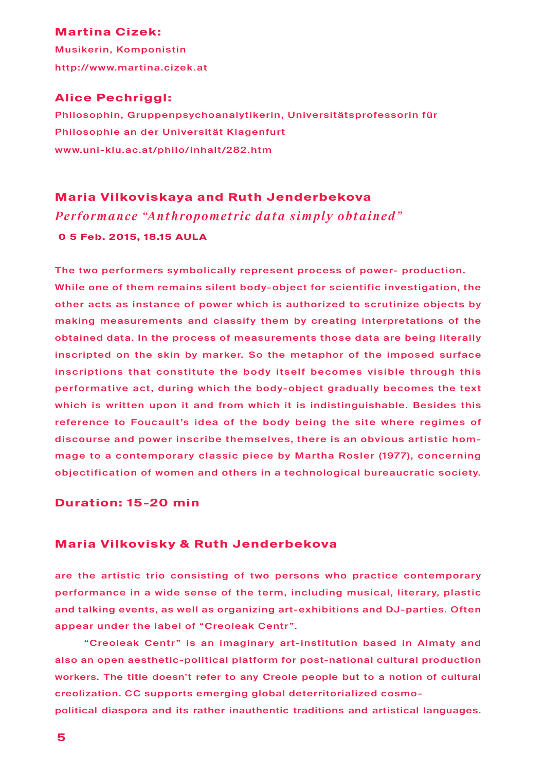**Martina Cizek:**

Musikerin, Komponistin

http://www.martina.cizek.at

**Alice Pechriggl:**

Philosophin, Gruppenpsychoanalytikerin, Universitätsprofessorin für Philosophie an der Universität Klagenfurt

www.uni-klu.ac.at/philo/inhalt/282.htm

## Maria Vilkoviskaya and Ruth Jenderbekova

*Performance "Anthropometric data simply obtained"*

**0 5 Feb. 2015, 18.15 AULA**

The two performers symbolically represent process of power- production. While one of them remains silent body-object for scientific investigation, the other acts as instance of power which is authorized to scrutinize objects by making measurements and classify them by creating interpretations of the obtained data. In the process of measurements those data are being literally inscripted on the skin by marker. So the metaphor of the imposed surface inscriptions that constitute the body itself becomes visible through this performative act, during which the body-object gradually becomes the text which is written upon it and from which it is indistinguishable. Besides this reference to Foucault's idea of the body being the site where regimes of discourse and power inscribe themselves, there is an obvious artistic hommage to a contemporary classic piece by Martha Rosler (1977), concerning objectification of women and others in a technological bureaucratic society.

**Duration: 15-20 min**

**Maria Vilkovisky & Ruth Jenderbekova**

are the artistic trio consisting of two persons who practice contemporary performance in a wide sense of the term, including musical, literary, plastic and talking events, as well as organizing art-exhibitions and DJ-parties. Often appear under the label of "Creoleak Centr".

"Creoleak Centr" is an imaginary art-institution based in Almaty and also an open aesthetic-political platform for post-national cultural production workers. The title doesn't refer to any Creole people but to a notion of cultural creolization. CC supports emerging global deterritorialized cosmo-political diaspora and its rather inauthentic traditions and artistical languages.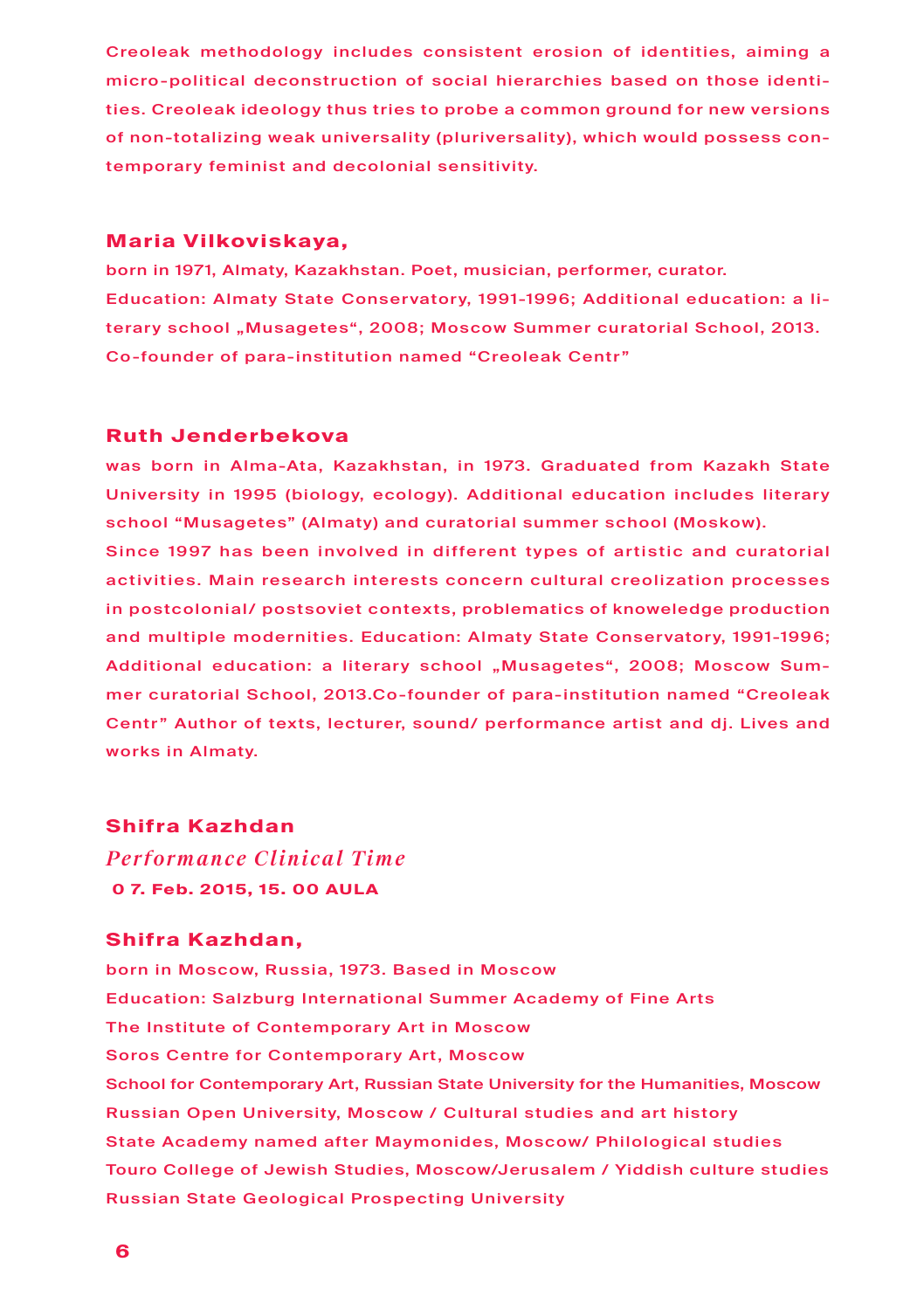Creoleak methodology includes consistent erosion of identities, aiming a micro-political deconstruction of social hierarchies based on those identities. Creoleak ideology thus tries to probe a common ground for new versions of non-totalizing weak universality (pluriversality), which would possess contemporary feminist and decolonial sensitivity.

### Maria Vilkoviskaya,

born in 1971, Almaty, Kazakhstan. Poet, musician, performer, curator.
Education: Almaty State Conservatory, 1991-1996; Additional education: a literary school „Musagetes", 2008; Moscow Summer curatorial School, 2013.
Co-founder of para-institution named "Creoleak Centr"

### Ruth Jenderbekova

was born in Alma-Ata, Kazakhstan, in 1973. Graduated from Kazakh State University in 1995 (biology, ecology). Additional education includes literary school "Musagetes" (Almaty) and curatorial summer school (Moskow).
Since 1997 has been involved in different types of artistic and curatorial activities. Main research interests concern cultural creolization processes in postcolonial/ postsoviet contexts, problematics of knoweledge production and multiple modernities. Education: Almaty State Conservatory, 1991-1996; Additional education: a literary school „Musagetes", 2008; Moscow Summer curatorial School, 2013.Co-founder of para-institution named "Creoleak Centr" Author of texts, lecturer, sound/ performance artist and dj. Lives and works in Almaty.

### Shifra Kazhdan

*Performance Clinical Time*

**0 7. Feb. 2015, 15. 00 AULA**

### Shifra Kazhdan,

born in Moscow, Russia, 1973. Based in Moscow
Education: Salzburg International Summer Academy of Fine Arts
The Institute of Contemporary Art in Moscow
Soros Centre for Contemporary Art, Moscow
School for Contemporary Art, Russian State University for the Humanities, Moscow
Russian Open University, Moscow / Cultural studies and art history
State Academy named after Maymonides, Moscow/ Philological studies
Touro College of Jewish Studies, Moscow/Jerusalem / Yiddish culture studies
Russian State Geological Prospecting University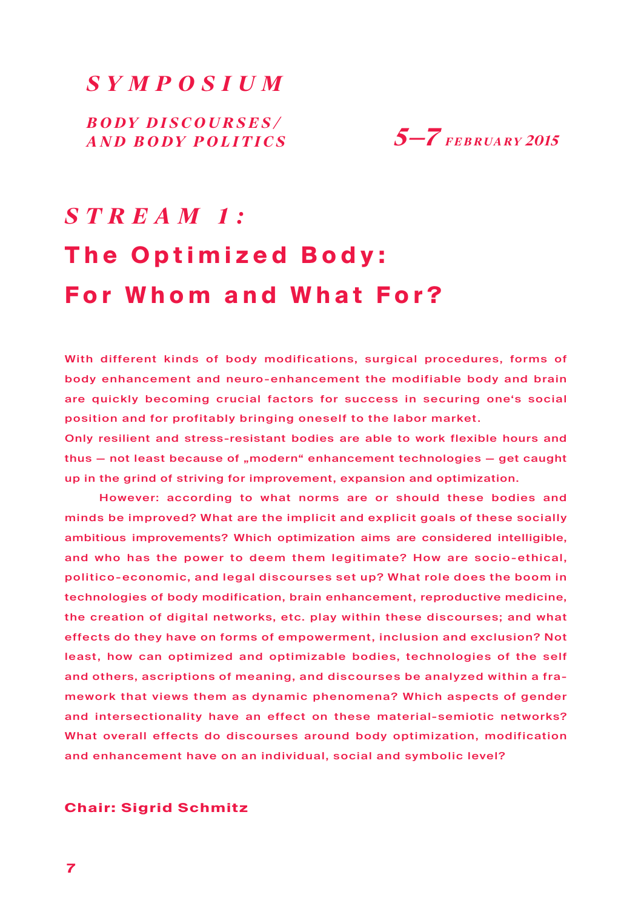*SYMPOSIUM*

*BODY DISCOURSES/ AND BODY POLITICS*

*5–7 FEBRUARY 2015*

# *STREAM 1:* The Optimized Body: For Whom and What For?

With different kinds of body modifications, surgical procedures, forms of body enhancement and neuro-enhancement the modifiable body and brain are quickly becoming crucial factors for success in securing one's social position and for profitably bringing oneself to the labor market.
Only resilient and stress-resistant bodies are able to work flexible hours and thus – not least because of „modern" enhancement technologies – get caught up in the grind of striving for improvement, expansion and optimization.

However: according to what norms are or should these bodies and minds be improved? What are the implicit and explicit goals of these socially ambitious improvements? Which optimization aims are considered intelligible, and who has the power to deem them legitimate? How are socio-ethical, politico-economic, and legal discourses set up? What role does the boom in technologies of body modification, brain enhancement, reproductive medicine, the creation of digital networks, etc. play within these discourses; and what effects do they have on forms of empowerment, inclusion and exclusion? Not least, how can optimized and optimizable bodies, technologies of the self and others, ascriptions of meaning, and discourses be analyzed within a framework that views them as dynamic phenomena? Which aspects of gender and intersectionality have an effect on these material-semiotic networks? What overall effects do discourses around body optimization, modification and enhancement have on an individual, social and symbolic level?

**Chair: Sigrid Schmitz**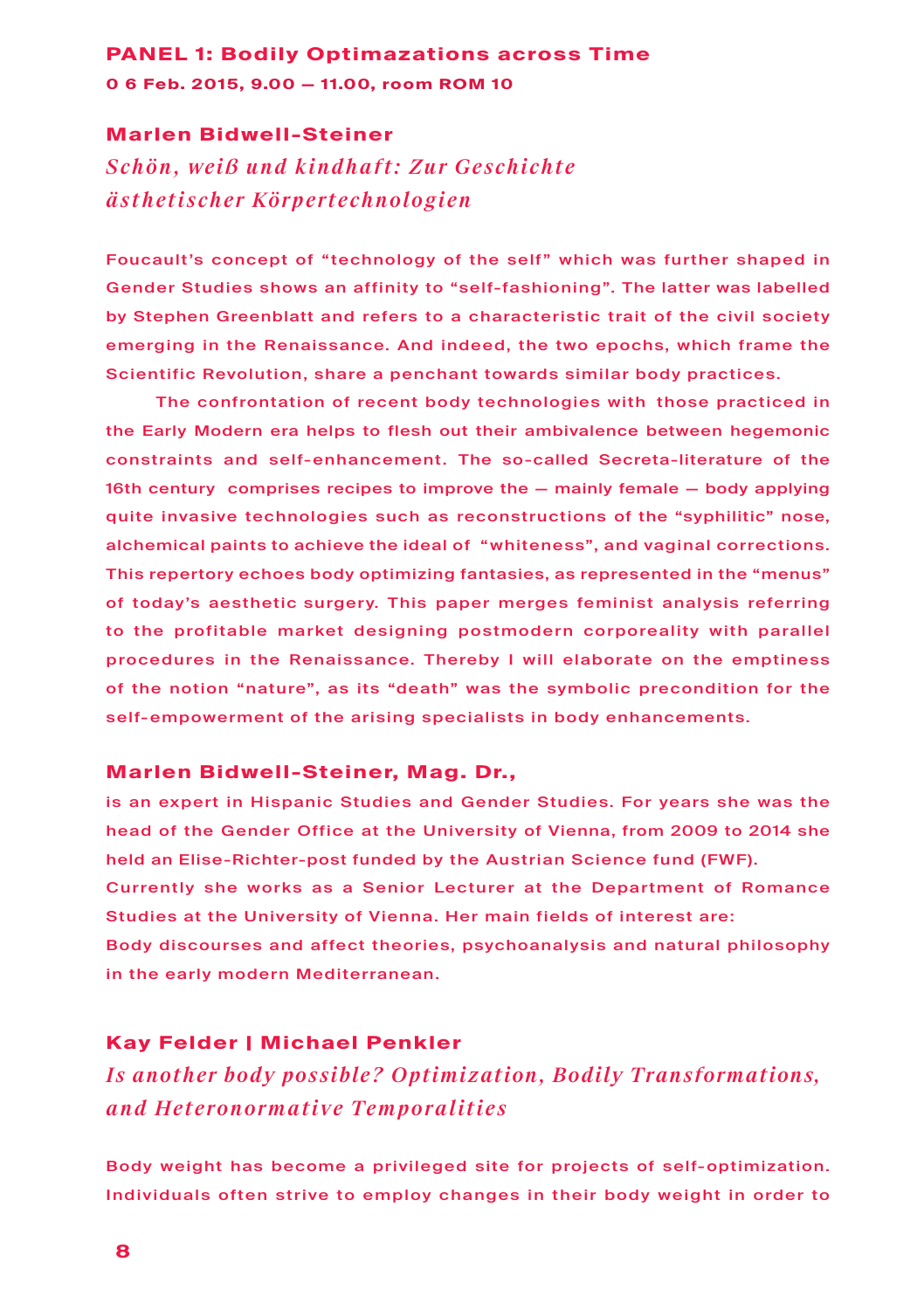## PANEL 1: Bodily Optimazations across Time

**0 6 Feb. 2015, 9.00 — 11.00, room ROM 10**

### Marlen Bidwell-Steiner

*Schön, weiß und kindhaft: Zur Geschichte ästhetischer Körpertechnologien*

Foucault's concept of "technology of the self" which was further shaped in Gender Studies shows an affinity to "self-fashioning". The latter was labelled by Stephen Greenblatt and refers to a characteristic trait of the civil society emerging in the Renaissance. And indeed, the two epochs, which frame the Scientific Revolution, share a penchant towards similar body practices.

The confrontation of recent body technologies with those practiced in the Early Modern era helps to flesh out their ambivalence between hegemonic constraints and self-enhancement. The so-called Secreta-literature of the 16th century comprises recipes to improve the — mainly female — body applying quite invasive technologies such as reconstructions of the "syphilitic" nose, alchemical paints to achieve the ideal of "whiteness", and vaginal corrections. This repertory echoes body optimizing fantasies, as represented in the "menus" of today's aesthetic surgery. This paper merges feminist analysis referring to the profitable market designing postmodern corporeality with parallel procedures in the Renaissance. Thereby I will elaborate on the emptiness of the notion "nature", as its "death" was the symbolic precondition for the self-empowerment of the arising specialists in body enhancements.

**Marlen Bidwell-Steiner, Mag. Dr.,**

is an expert in Hispanic Studies and Gender Studies. For years she was the head of the Gender Office at the University of Vienna, from 2009 to 2014 she held an Elise-Richter-post funded by the Austrian Science fund (FWF).
Currently she works as a Senior Lecturer at the Department of Romance Studies at the University of Vienna. Her main fields of interest are:
Body discourses and affect theories, psychoanalysis and natural philosophy in the early modern Mediterranean.

### Kay Felder | Michael Penkler

*Is another body possible? Optimization, Bodily Transformations, and Heteronormative Temporalities*

Body weight has become a privileged site for projects of self-optimization. Individuals often strive to employ changes in their body weight in order to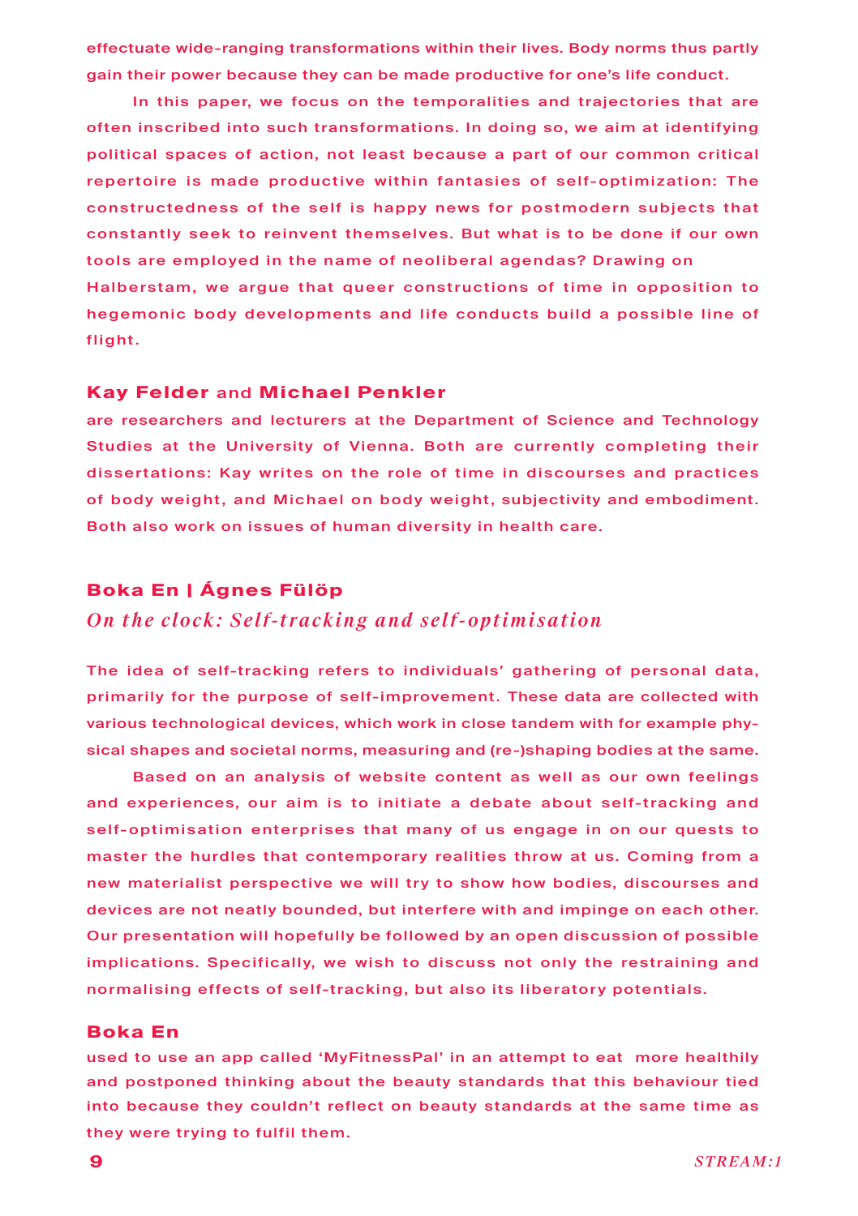effectuate wide-ranging transformations within their lives. Body norms thus partly gain their power because they can be made productive for one's life conduct.

In this paper, we focus on the temporalities and trajectories that are often inscribed into such transformations. In doing so, we aim at identifying political spaces of action, not least because a part of our common critical repertoire is made productive within fantasies of self-optimization: The constructedness of the self is happy news for postmodern subjects that constantly seek to reinvent themselves. But what is to be done if our own tools are employed in the name of neoliberal agendas? Drawing on Halberstam, we argue that queer constructions of time in opposition to hegemonic body developments and life conducts build a possible line of flight.

**Kay Felder** and **Michael Penkler**
are researchers and lecturers at the Department of Science and Technology Studies at the University of Vienna. Both are currently completing their dissertations: Kay writes on the role of time in discourses and practices of body weight, and Michael on body weight, subjectivity and embodiment. Both also work on issues of human diversity in health care.

## Boka En | Ágnes Fülöp
### *On the clock: Self-tracking and self-optimisation*

The idea of self-tracking refers to individuals' gathering of personal data, primarily for the purpose of self-improvement. These data are collected with various technological devices, which work in close tandem with for example physical shapes and societal norms, measuring and (re-)shaping bodies at the same.

Based on an analysis of website content as well as our own feelings and experiences, our aim is to initiate a debate about self-tracking and self-optimisation enterprises that many of us engage in on our quests to master the hurdles that contemporary realities throw at us. Coming from a new materialist perspective we will try to show how bodies, discourses and devices are not neatly bounded, but interfere with and impinge on each other. Our presentation will hopefully be followed by an open discussion of possible implications. Specifically, we wish to discuss not only the restraining and normalising effects of self-tracking, but also its liberatory potentials.

**Boka En**
used to use an app called 'MyFitnessPal' in an attempt to eat more healthily and postponed thinking about the beauty standards that this behaviour tied into because they couldn't reflect on beauty standards at the same time as they were trying to fulfil them.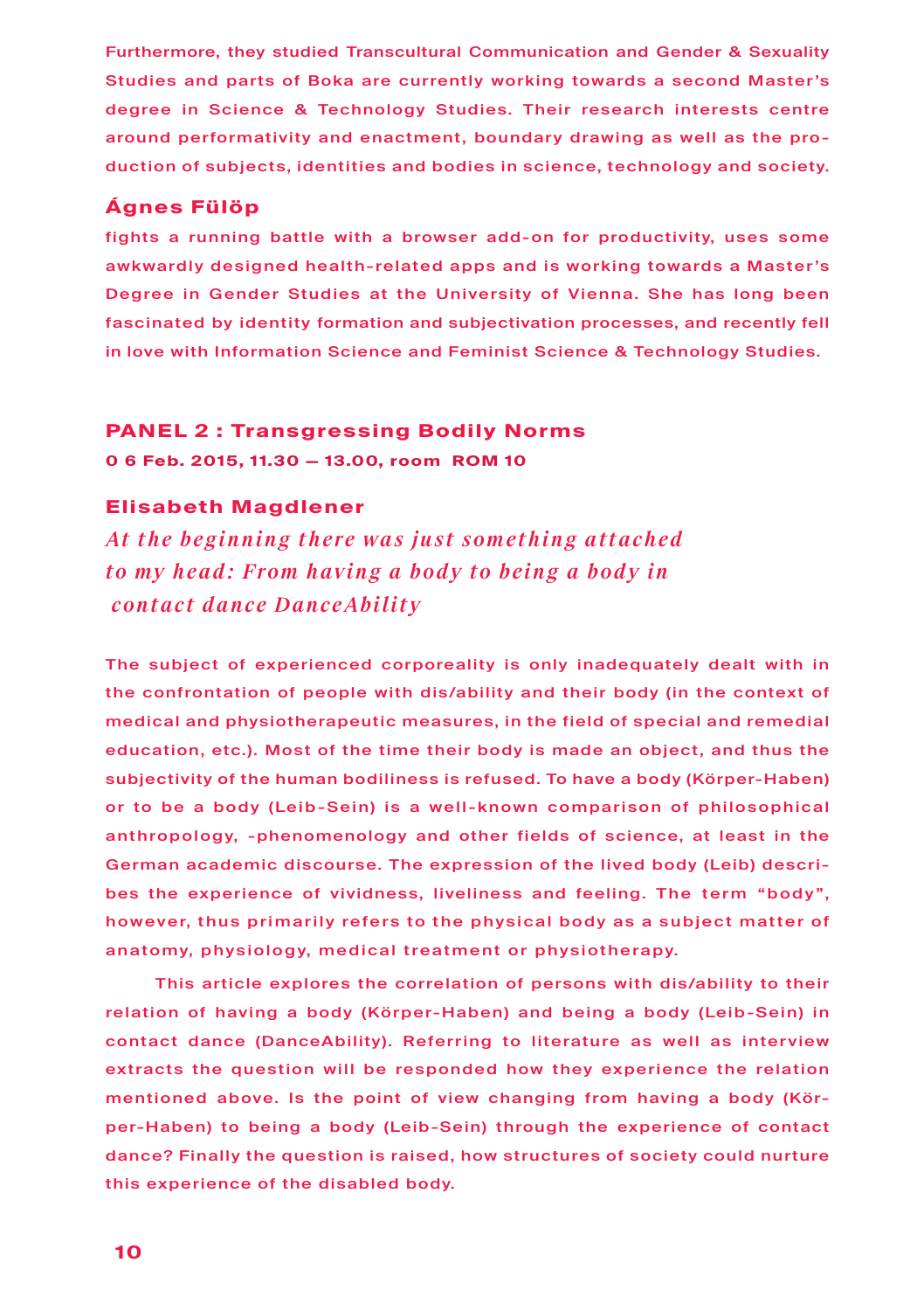Furthermore, they studied Transcultural Communication and Gender & Sexuality Studies and parts of Boka are currently working towards a second Master's degree in Science & Technology Studies. Their research interests centre around performativity and enactment, boundary drawing as well as the production of subjects, identities and bodies in science, technology and society.

### Ágnes Fülöp

fights a running battle with a browser add-on for productivity, uses some awkwardly designed health-related apps and is working towards a Master's Degree in Gender Studies at the University of Vienna. She has long been fascinated by identity formation and subjectivation processes, and recently fell in love with Information Science and Feminist Science & Technology Studies.

## PANEL 2 : Transgressing Bodily Norms

**0 6 Feb. 2015, 11.30 — 13.00, room ROM 10**

### Elisabeth Magdlener

*At the beginning there was just something attached to my head: From having a body to being a body in contact dance DanceAbility*

The subject of experienced corporeality is only inadequately dealt with in the confrontation of people with dis/ability and their body (in the context of medical and physiotherapeutic measures, in the field of special and remedial education, etc.). Most of the time their body is made an object, and thus the subjectivity of the human bodiliness is refused. To have a body (Körper-Haben) or to be a body (Leib-Sein) is a well-known comparison of philosophical anthropology, -phenomenology and other fields of science, at least in the German academic discourse. The expression of the lived body (Leib) describes the experience of vividness, liveliness and feeling. The term "body", however, thus primarily refers to the physical body as a subject matter of anatomy, physiology, medical treatment or physiotherapy.

This article explores the correlation of persons with dis/ability to their relation of having a body (Körper-Haben) and being a body (Leib-Sein) in contact dance (DanceAbility). Referring to literature as well as interview extracts the question will be responded how they experience the relation mentioned above. Is the point of view changing from having a body (Körper-Haben) to being a body (Leib-Sein) through the experience of contact dance? Finally the question is raised, how structures of society could nurture this experience of the disabled body.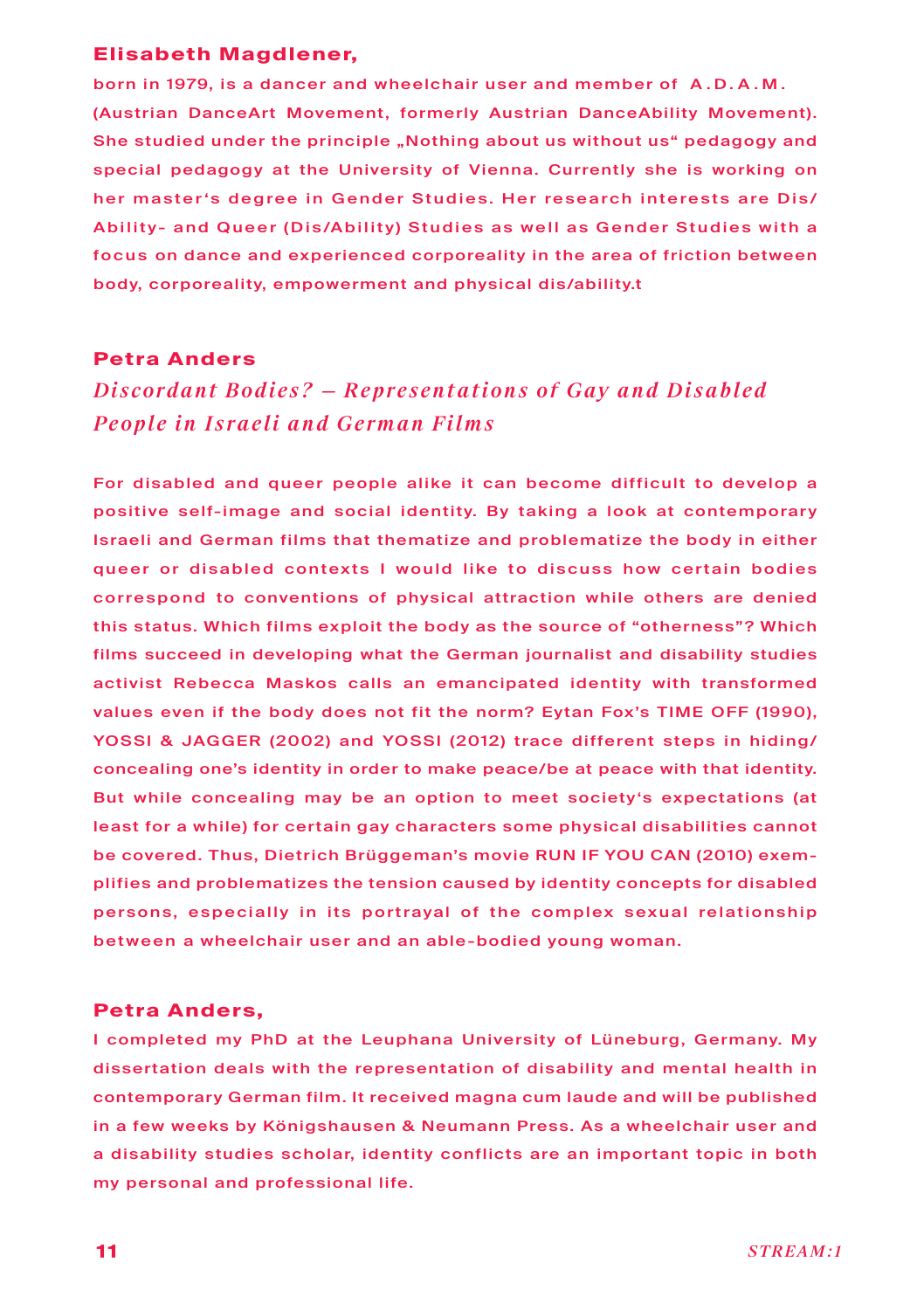**Elisabeth Magdlener,**

born in 1979, is a dancer and wheelchair user and member of A.D.A.M. (Austrian DanceArt Movement, formerly Austrian DanceAbility Movement). She studied under the principle „Nothing about us without us" pedagogy and special pedagogy at the University of Vienna. Currently she is working on her master's degree in Gender Studies. Her research interests are Dis/Ability- and Queer (Dis/Ability) Studies as well as Gender Studies with a focus on dance and experienced corporeality in the area of friction between body, corporeality, empowerment and physical dis/ability.t

## Petra Anders

### *Discordant Bodies? – Representations of Gay and Disabled People in Israeli and German Films*

For disabled and queer people alike it can become difficult to develop a positive self-image and social identity. By taking a look at contemporary Israeli and German films that thematize and problematize the body in either queer or disabled contexts I would like to discuss how certain bodies correspond to conventions of physical attraction while others are denied this status. Which films exploit the body as the source of "otherness"? Which films succeed in developing what the German journalist and disability studies activist Rebecca Maskos calls an emancipated identity with transformed values even if the body does not fit the norm? Eytan Fox's TIME OFF (1990), YOSSI & JAGGER (2002) and YOSSI (2012) trace different steps in hiding/concealing one's identity in order to make peace/be at peace with that identity. But while concealing may be an option to meet society's expectations (at least for a while) for certain gay characters some physical disabilities cannot be covered. Thus, Dietrich Brüggeman's movie RUN IF YOU CAN (2010) exemplifies and problematizes the tension caused by identity concepts for disabled persons, especially in its portrayal of the complex sexual relationship between a wheelchair user and an able-bodied young woman.

**Petra Anders,**

I completed my PhD at the Leuphana University of Lüneburg, Germany. My dissertation deals with the representation of disability and mental health in contemporary German film. It received magna cum laude and will be published in a few weeks by Königshausen & Neumann Press. As a wheelchair user and a disability studies scholar, identity conflicts are an important topic in both my personal and professional life.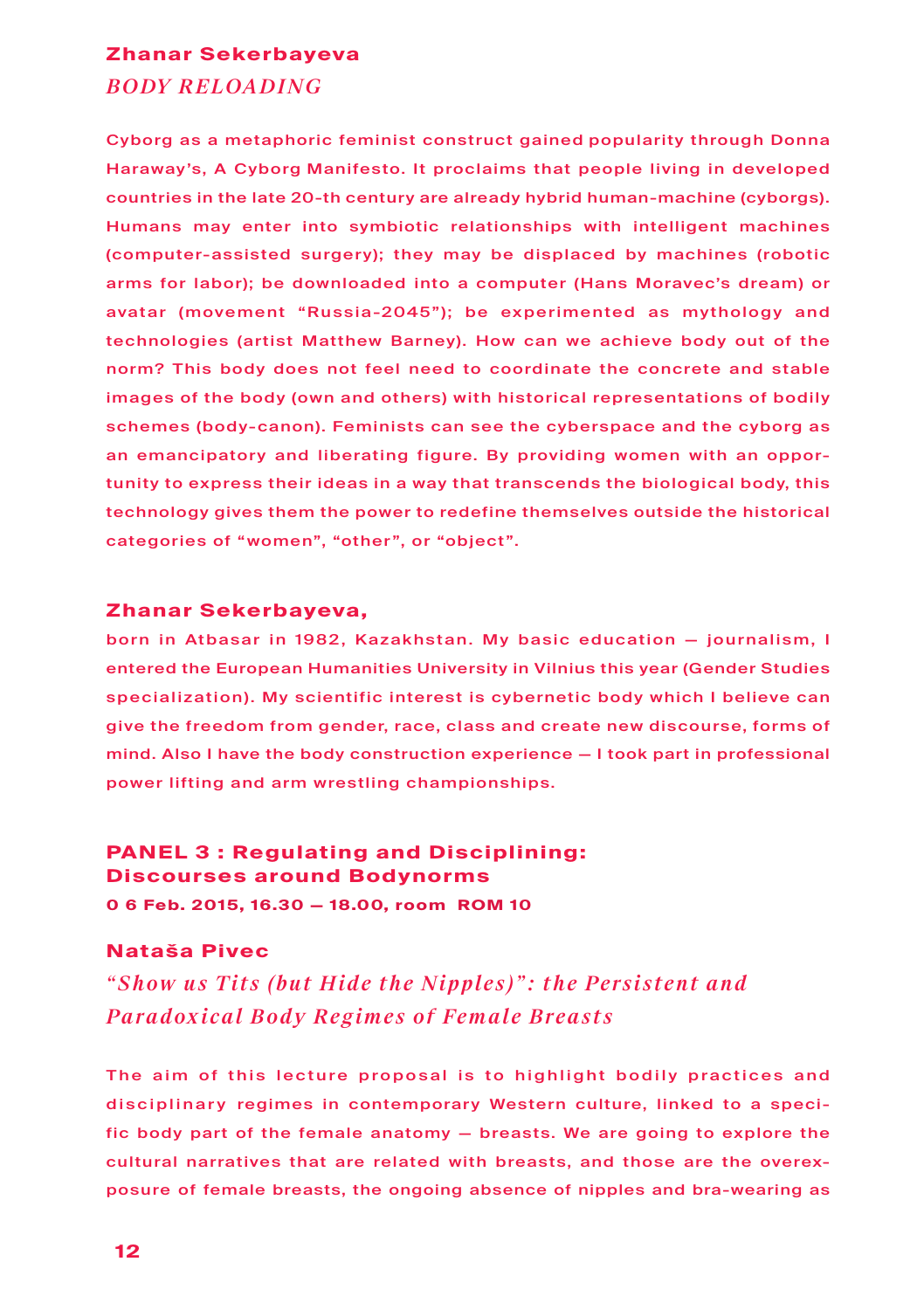**Zhanar Sekerbayeva**

*BODY RELOADING*

Cyborg as a metaphoric feminist construct gained popularity through Donna Haraway's, A Cyborg Manifesto. It proclaims that people living in developed countries in the late 20-th century are already hybrid human-machine (cyborgs). Humans may enter into symbiotic relationships with intelligent machines (computer-assisted surgery); they may be displaced by machines (robotic arms for labor); be downloaded into a computer (Hans Moravec's dream) or avatar (movement "Russia-2045"); be experimented as mythology and technologies (artist Matthew Barney). How can we achieve body out of the norm? This body does not feel need to coordinate the concrete and stable images of the body (own and others) with historical representations of bodily schemes (body-canon). Feminists can see the cyberspace and the cyborg as an emancipatory and liberating figure. By providing women with an opportunity to express their ideas in a way that transcends the biological body, this technology gives them the power to redefine themselves outside the historical categories of "women", "other", or "object".

**Zhanar Sekerbayeva,**

born in Atbasar in 1982, Kazakhstan. My basic education — journalism, I entered the European Humanities University in Vilnius this year (Gender Studies specialization). My scientific interest is cybernetic body which I believe can give the freedom from gender, race, class and create new discourse, forms of mind. Also I have the body construction experience — I took part in professional power lifting and arm wrestling championships.

## PANEL 3 : Regulating and Disciplining: Discourses around Bodynorms

**0 6 Feb. 2015, 16.30 — 18.00, room ROM 10**

**Nataša Pivec**

*"Show us Tits (but Hide the Nipples)": the Persistent and Paradoxical Body Regimes of Female Breasts*

The aim of this lecture proposal is to highlight bodily practices and disciplinary regimes in contemporary Western culture, linked to a specific body part of the female anatomy — breasts. We are going to explore the cultural narratives that are related with breasts, and those are the overexposure of female breasts, the ongoing absence of nipples and bra-wearing as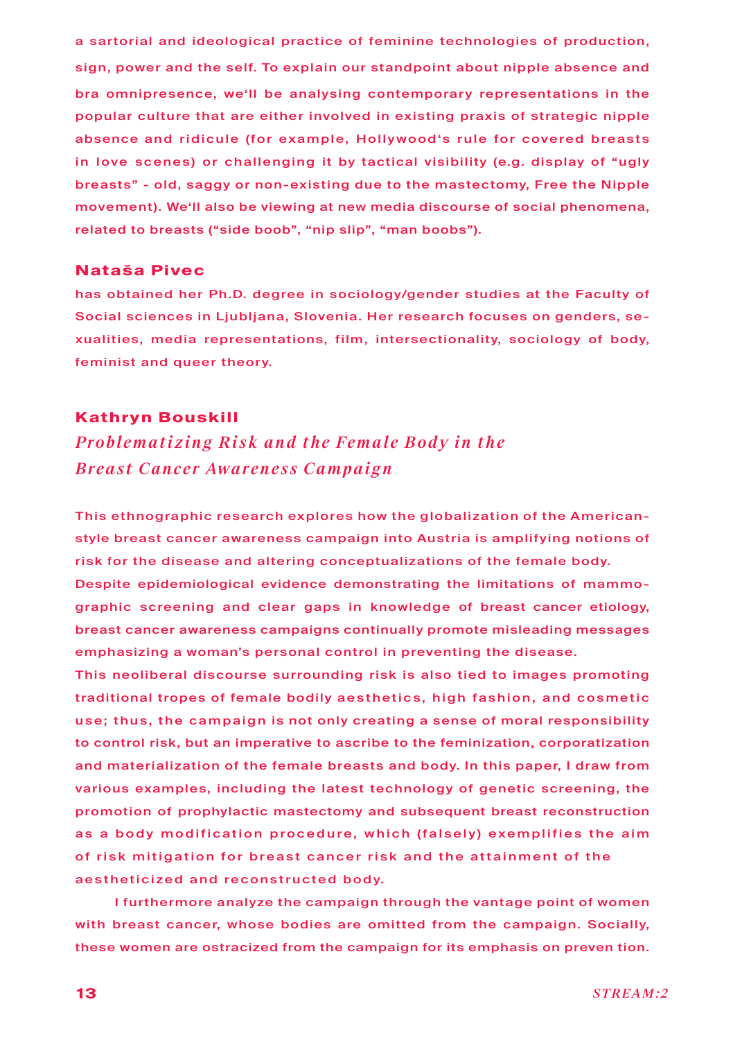a sartorial and ideological practice of feminine technologies of production, sign, power and the self. To explain our standpoint about nipple absence and bra omnipresence, we'll be analysing contemporary representations in the popular culture that are either involved in existing praxis of strategic nipple absence and ridicule (for example, Hollywood's rule for covered breasts in love scenes) or challenging it by tactical visibility (e.g. display of "ugly breasts" - old, saggy or non-existing due to the mastectomy, Free the Nipple movement). We'll also be viewing at new media discourse of social phenomena, related to breasts ("side boob", "nip slip", "man boobs").

**Nataša Pivec**
has obtained her Ph.D. degree in sociology/gender studies at the Faculty of Social sciences in Ljubljana, Slovenia. Her research focuses on genders, sexualities, media representations, film, intersectionality, sociology of body, feminist and queer theory.

## Kathryn Bouskill

### *Problematizing Risk and the Female Body in the Breast Cancer Awareness Campaign*

This ethnographic research explores how the globalization of the American-style breast cancer awareness campaign into Austria is amplifying notions of risk for the disease and altering conceptualizations of the female body.
Despite epidemiological evidence demonstrating the limitations of mammographic screening and clear gaps in knowledge of breast cancer etiology, breast cancer awareness campaigns continually promote misleading messages emphasizing a woman's personal control in preventing the disease.
This neoliberal discourse surrounding risk is also tied to images promoting traditional tropes of female bodily aesthetics, high fashion, and cosmetic use; thus, the campaign is not only creating a sense of moral responsibility to control risk, but an imperative to ascribe to the feminization, corporatization and materialization of the female breasts and body. In this paper, I draw from various examples, including the latest technology of genetic screening, the promotion of prophylactic mastectomy and subsequent breast reconstruction as a body modification procedure, which (falsely) exemplifies the aim of risk mitigation for breast cancer risk and the attainment of the aestheticized and reconstructed body.

I furthermore analyze the campaign through the vantage point of women with breast cancer, whose bodies are omitted from the campaign. Socially, these women are ostracized from the campaign for its emphasis on preven tion.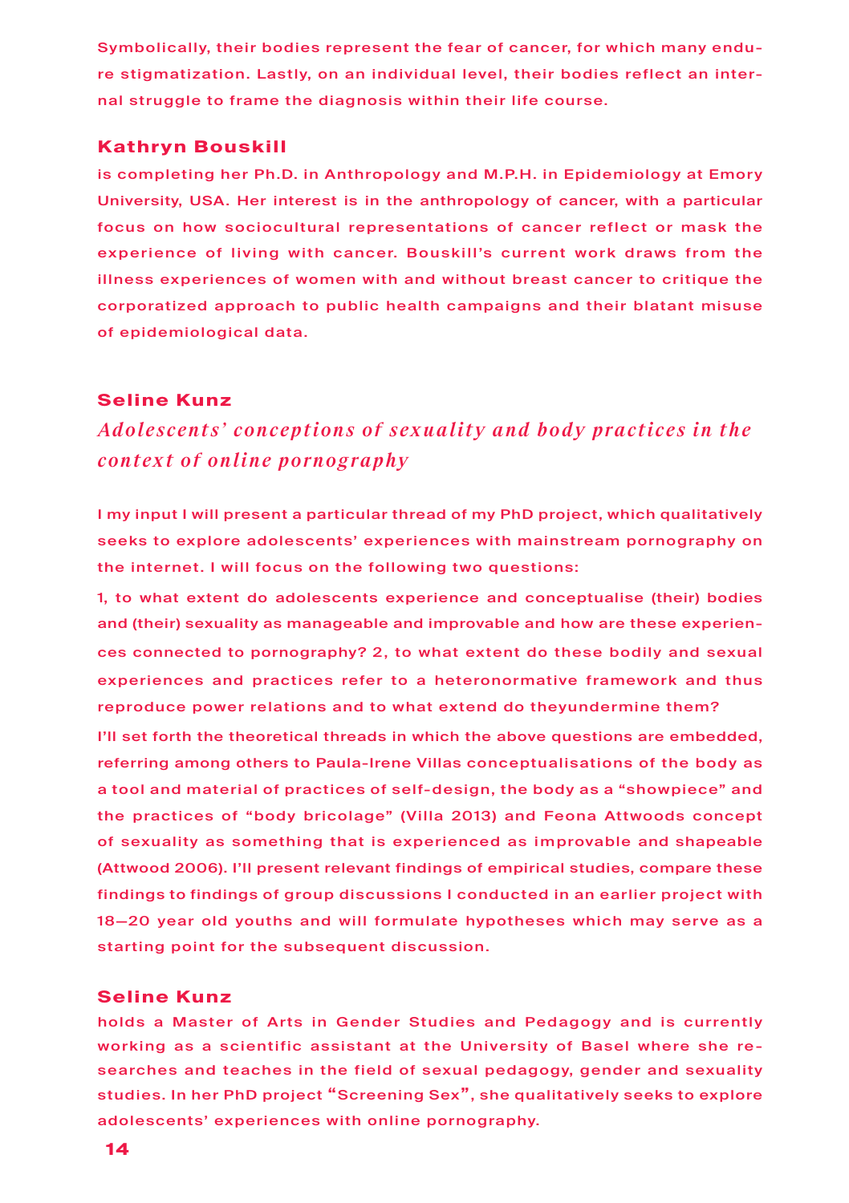Symbolically, their bodies represent the fear of cancer, for which many endure stigmatization. Lastly, on an individual level, their bodies reflect an internal struggle to frame the diagnosis within their life course.

**Kathryn Bouskill**

is completing her Ph.D. in Anthropology and M.P.H. in Epidemiology at Emory University, USA. Her interest is in the anthropology of cancer, with a particular focus on how sociocultural representations of cancer reflect or mask the experience of living with cancer. Bouskill's current work draws from the illness experiences of women with and without breast cancer to critique the corporatized approach to public health campaigns and their blatant misuse of epidemiological data.

## Seline Kunz

### *Adolescents' conceptions of sexuality and body practices in the context of online pornography*

I my input I will present a particular thread of my PhD project, which qualitatively seeks to explore adolescents' experiences with mainstream pornography on the internet. I will focus on the following two questions:

1, to what extent do adolescents experience and conceptualise (their) bodies and (their) sexuality as manageable and improvable and how are these experiences connected to pornography? 2, to what extent do these bodily and sexual experiences and practices refer to a heteronormative framework and thus reproduce power relations and to what extend do theyundermine them?

I'll set forth the theoretical threads in which the above questions are embedded, referring among others to Paula-Irene Villas conceptualisations of the body as a tool and material of practices of self-design, the body as a "showpiece" and the practices of "body bricolage" (Villa 2013) and Feona Attwoods concept of sexuality as something that is experienced as improvable and shapeable (Attwood 2006). I'll present relevant findings of empirical studies, compare these findings to findings of group discussions I conducted in an earlier project with 18–20 year old youths and will formulate hypotheses which may serve as a starting point for the subsequent discussion.

**Seline Kunz**

holds a Master of Arts in Gender Studies and Pedagogy and is currently working as a scientific assistant at the University of Basel where she researches and teaches in the field of sexual pedagogy, gender and sexuality studies. In her PhD project "Screening Sex", she qualitatively seeks to explore adolescents' experiences with online pornography.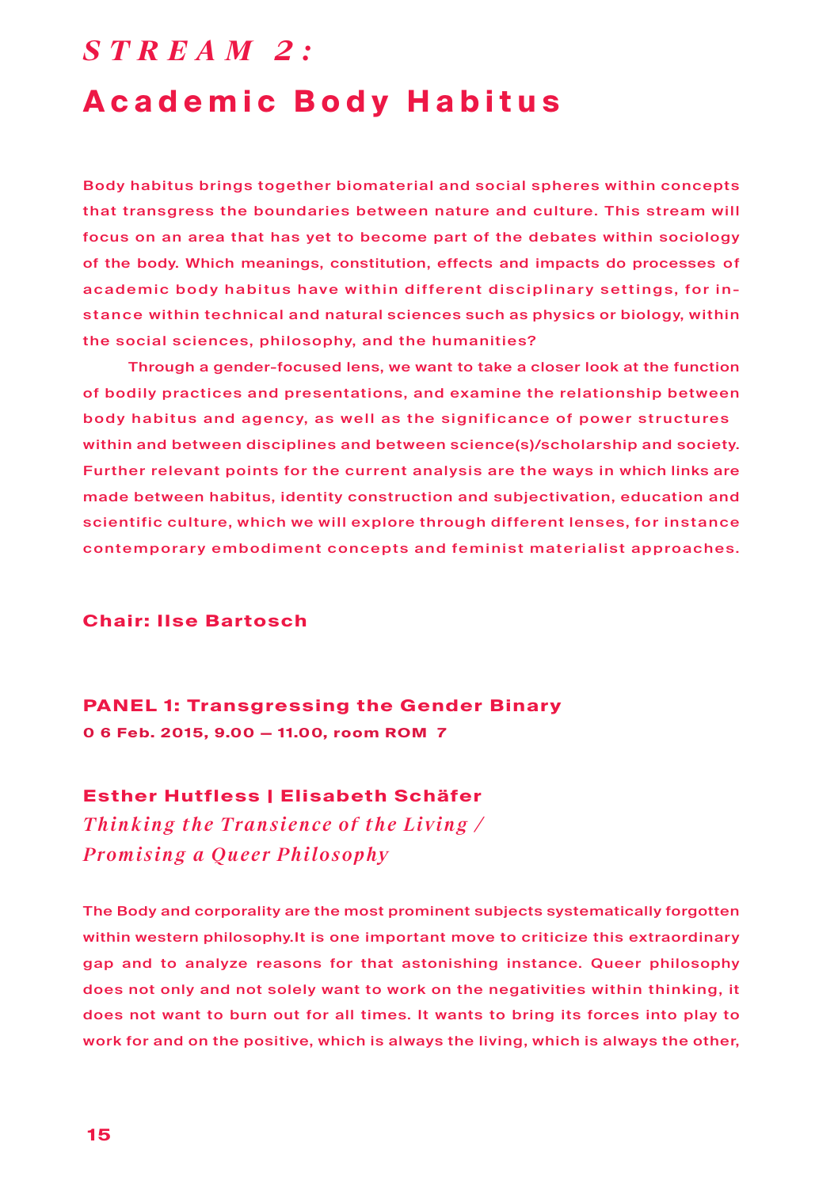# *STREAM 2:*
# Academic Body Habitus

Body habitus brings together biomaterial and social spheres within concepts that transgress the boundaries between nature and culture. This stream will focus on an area that has yet to become part of the debates within sociology of the body. Which meanings, constitution, effects and impacts do processes of academic body habitus have within different disciplinary settings, for instance within technical and natural sciences such as physics or biology, within the social sciences, philosophy, and the humanities?

Through a gender-focused lens, we want to take a closer look at the function of bodily practices and presentations, and examine the relationship between body habitus and agency, as well as the significance of power structures within and between disciplines and between science(s)/scholarship and society. Further relevant points for the current analysis are the ways in which links are made between habitus, identity construction and subjectivation, education and scientific culture, which we will explore through different lenses, for instance contemporary embodiment concepts and feminist materialist approaches.

**Chair: Ilse Bartosch**

## PANEL 1: Transgressing the Gender Binary

**0 6 Feb. 2015, 9.00 — 11.00, room ROM 7**

### Esther Hutfless | Elisabeth Schäfer

*Thinking the Transience of the Living / Promising a Queer Philosophy*

The Body and corporality are the most prominent subjects systematically forgotten within western philosophy.It is one important move to criticize this extraordinary gap and to analyze reasons for that astonishing instance. Queer philosophy does not only and not solely want to work on the negativities within thinking, it does not want to burn out for all times. It wants to bring its forces into play to work for and on the positive, which is always the living, which is always the other,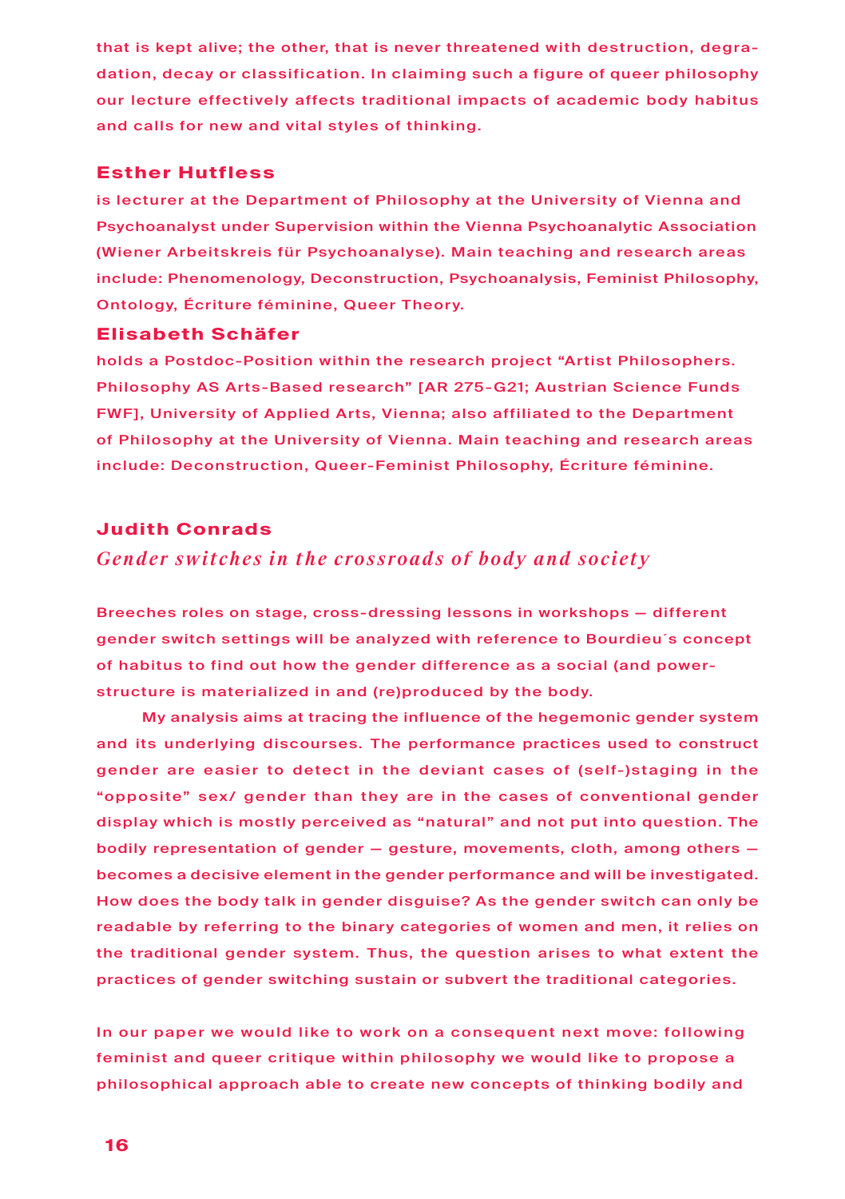that is kept alive; the other, that is never threatened with destruction, degradation, decay or classification. In claiming such a figure of queer philosophy our lecture effectively affects traditional impacts of academic body habitus and calls for new and vital styles of thinking.

### Esther Hutfless

is lecturer at the Department of Philosophy at the University of Vienna and Psychoanalyst under Supervision within the Vienna Psychoanalytic Association (Wiener Arbeitskreis für Psychoanalyse). Main teaching and research areas include: Phenomenology, Deconstruction, Psychoanalysis, Feminist Philosophy, Ontology, Écriture féminine, Queer Theory.

### Elisabeth Schäfer

holds a Postdoc-Position within the research project "Artist Philosophers. Philosophy AS Arts-Based research" [AR 275-G21; Austrian Science Funds FWF], University of Applied Arts, Vienna; also affiliated to the Department of Philosophy at the University of Vienna. Main teaching and research areas include: Deconstruction, Queer-Feminist Philosophy, Écriture féminine.

## Judith Conrads

*Gender switches in the crossroads of body and society*

Breeches roles on stage, cross-dressing lessons in workshops — different gender switch settings will be analyzed with reference to Bourdieu´s concept of habitus to find out how the gender difference as a social (and power-structure is materialized in and (re)produced by the body.

My analysis aims at tracing the influence of the hegemonic gender system and its underlying discourses. The performance practices used to construct gender are easier to detect in the deviant cases of (self-)staging in the "opposite" sex/ gender than they are in the cases of conventional gender display which is mostly perceived as "natural" and not put into question. The bodily representation of gender — gesture, movements, cloth, among others — becomes a decisive element in the gender performance and will be investigated. How does the body talk in gender disguise? As the gender switch can only be readable by referring to the binary categories of women and men, it relies on the traditional gender system. Thus, the question arises to what extent the practices of gender switching sustain or subvert the traditional categories.

In our paper we would like to work on a consequent next move: following feminist and queer critique within philosophy we would like to propose a philosophical approach able to create new concepts of thinking bodily and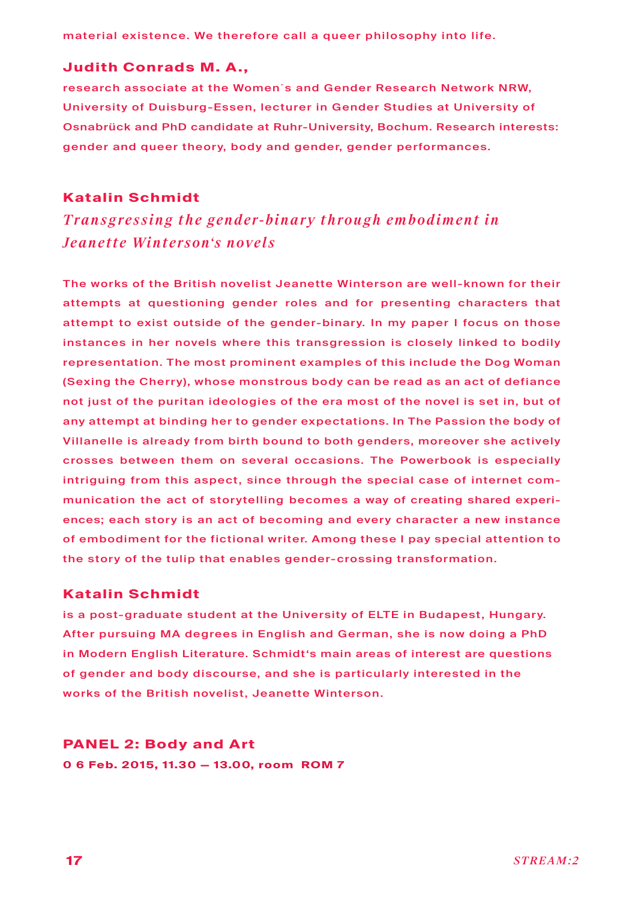material existence. We therefore call a queer philosophy into life.

**Judith Conrads M. A.,**
research associate at the Women´s and Gender Research Network NRW, University of Duisburg-Essen, lecturer in Gender Studies at University of Osnabrück and PhD candidate at Ruhr-University, Bochum. Research interests: gender and queer theory, body and gender, gender performances.

## Katalin Schmidt

### *Transgressing the gender-binary through embodiment in Jeanette Winterson‘s novels*

The works of the British novelist Jeanette Winterson are well-known for their attempts at questioning gender roles and for presenting characters that attempt to exist outside of the gender-binary. In my paper I focus on those instances in her novels where this transgression is closely linked to bodily representation. The most prominent examples of this include the Dog Woman (Sexing the Cherry), whose monstrous body can be read as an act of defiance not just of the puritan ideologies of the era most of the novel is set in, but of any attempt at binding her to gender expectations. In The Passion the body of Villanelle is already from birth bound to both genders, moreover she actively crosses between them on several occasions. The Powerbook is especially intriguing from this aspect, since through the special case of internet communication the act of storytelling becomes a way of creating shared experiences; each story is an act of becoming and every character a new instance of embodiment for the fictional writer. Among these I pay special attention to the story of the tulip that enables gender-crossing transformation.

**Katalin Schmidt**
is a post-graduate student at the University of ELTE in Budapest, Hungary. After pursuing MA degrees in English and German, she is now doing a PhD in Modern English Literature. Schmidt‘s main areas of interest are questions of gender and body discourse, and she is particularly interested in the works of the British novelist, Jeanette Winterson.

## PANEL 2: Body and Art

**0 6 Feb. 2015, 11.30 – 13.00, room ROM 7**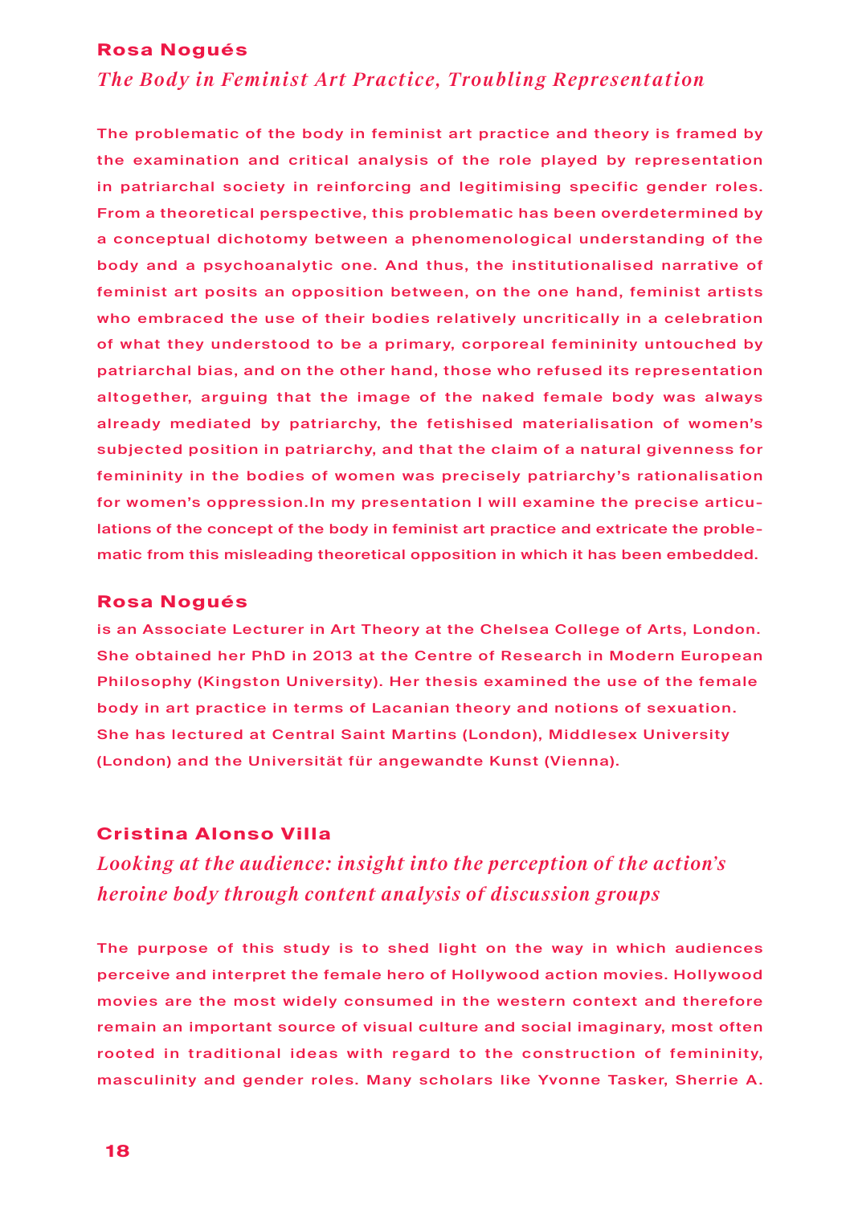## Rosa Nogués

### *The Body in Feminist Art Practice, Troubling Representation*

The problematic of the body in feminist art practice and theory is framed by the examination and critical analysis of the role played by representation in patriarchal society in reinforcing and legitimising specific gender roles. From a theoretical perspective, this problematic has been overdetermined by a conceptual dichotomy between a phenomenological understanding of the body and a psychoanalytic one. And thus, the institutionalised narrative of feminist art posits an opposition between, on the one hand, feminist artists who embraced the use of their bodies relatively uncritically in a celebration of what they understood to be a primary, corporeal femininity untouched by patriarchal bias, and on the other hand, those who refused its representation altogether, arguing that the image of the naked female body was always already mediated by patriarchy, the fetishised materialisation of women's subjected position in patriarchy, and that the claim of a natural givenness for femininity in the bodies of women was precisely patriarchy's rationalisation for women's oppression.In my presentation I will examine the precise articulations of the concept of the body in feminist art practice and extricate the problematic from this misleading theoretical opposition in which it has been embedded.

**Rosa Nogués**

is an Associate Lecturer in Art Theory at the Chelsea College of Arts, London. She obtained her PhD in 2013 at the Centre of Research in Modern European Philosophy (Kingston University). Her thesis examined the use of the female body in art practice in terms of Lacanian theory and notions of sexuation. She has lectured at Central Saint Martins (London), Middlesex University (London) and the Universität für angewandte Kunst (Vienna).

## Cristina Alonso Villa

### *Looking at the audience: insight into the perception of the action's heroine body through content analysis of discussion groups*

The purpose of this study is to shed light on the way in which audiences perceive and interpret the female hero of Hollywood action movies. Hollywood movies are the most widely consumed in the western context and therefore remain an important source of visual culture and social imaginary, most often rooted in traditional ideas with regard to the construction of femininity, masculinity and gender roles. Many scholars like Yvonne Tasker, Sherrie A.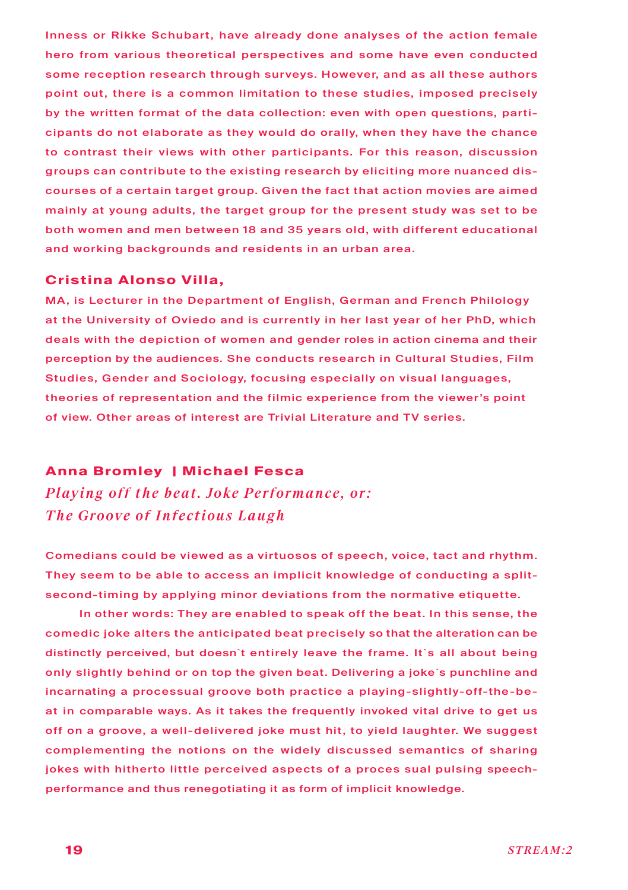Inness or Rikke Schubart, have already done analyses of the action female hero from various theoretical perspectives and some have even conducted some reception research through surveys. However, and as all these authors point out, there is a common limitation to these studies, imposed precisely by the written format of the data collection: even with open questions, participants do not elaborate as they would do orally, when they have the chance to contrast their views with other participants. For this reason, discussion groups can contribute to the existing research by eliciting more nuanced discourses of a certain target group. Given the fact that action movies are aimed mainly at young adults, the target group for the present study was set to be both women and men between 18 and 35 years old, with different educational and working backgrounds and residents in an urban area.

**Cristina Alonso Villa,**

MA, is Lecturer in the Department of English, German and French Philology at the University of Oviedo and is currently in her last year of her PhD, which deals with the depiction of women and gender roles in action cinema and their perception by the audiences. She conducts research in Cultural Studies, Film Studies, Gender and Sociology, focusing especially on visual languages, theories of representation and the filmic experience from the viewer's point of view. Other areas of interest are Trivial Literature and TV series.

## Anna Bromley | Michael Fesca

### *Playing off the beat. Joke Performance, or: The Groove of Infectious Laugh*

Comedians could be viewed as a virtuosos of speech, voice, tact and rhythm. They seem to be able to access an implicit knowledge of conducting a split-second-timing by applying minor deviations from the normative etiquette.

In other words: They are enabled to speak off the beat. In this sense, the comedic joke alters the anticipated beat precisely so that the alteration can be distinctly perceived, but doesn`t entirely leave the frame. It`s all about being only slightly behind or on top the given beat. Delivering a joke`s punchline and incarnating a processual groove both practice a playing-slightly-off-the-beat in comparable ways. As it takes the frequently invoked vital drive to get us off on a groove, a well-delivered joke must hit, to yield laughter. We suggest complementing the notions on the widely discussed semantics of sharing jokes with hitherto little perceived aspects of a proces sual pulsing speech-performance and thus renegotiating it as form of implicit knowledge.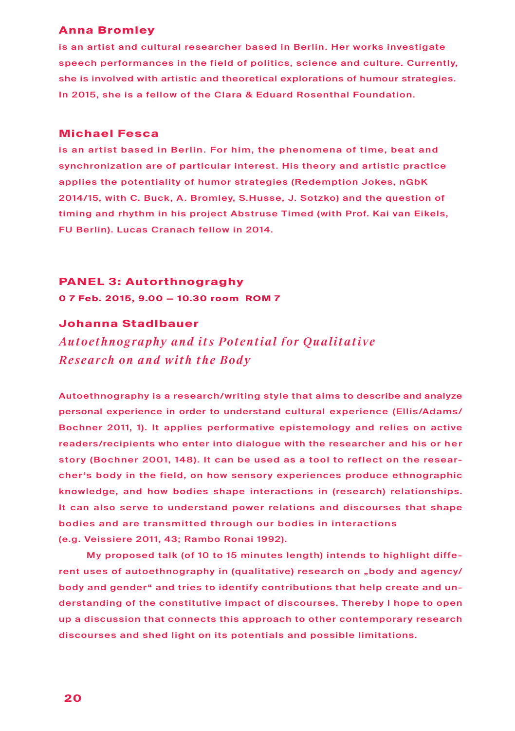### Anna Bromley

is an artist and cultural researcher based in Berlin. Her works investigate speech performances in the field of politics, science and culture. Currently, she is involved with artistic and theoretical explorations of humour strategies. In 2015, she is a fellow of the Clara & Eduard Rosenthal Foundation.

### Michael Fesca

is an artist based in Berlin. For him, the phenomena of time, beat and synchronization are of particular interest. His theory and artistic practice applies the potentiality of humor strategies (Redemption Jokes, nGbK 2014/15, with C. Buck, A. Bromley, S.Husse, J. Sotzko) and the question of timing and rhythm in his project Abstruse Timed (with Prof. Kai van Eikels, FU Berlin). Lucas Cranach fellow in 2014.

## PANEL 3: Autorthnograghy

**0 7 Feb. 2015, 9.00 — 10.30 room ROM 7**

### Johanna Stadlbauer

*Autoethnography and its Potential for Qualitative Research on and with the Body*

Autoethnography is a research/writing style that aims to describe and analyze personal experience in order to understand cultural experience (Ellis/Adams/Bochner 2011, 1). It applies performative epistemology and relies on active readers/recipients who enter into dialogue with the researcher and his or her story (Bochner 2001, 148). It can be used as a tool to reflect on the researcher's body in the field, on how sensory experiences produce ethnographic knowledge, and how bodies shape interactions in (research) relationships. It can also serve to understand power relations and discourses that shape bodies and are transmitted through our bodies in interactions (e.g. Veissiere 2011, 43; Rambo Ronai 1992).

My proposed talk (of 10 to 15 minutes length) intends to highlight different uses of autoethnography in (qualitative) research on „body and agency/body and gender" and tries to identify contributions that help create and understanding of the constitutive impact of discourses. Thereby I hope to open up a discussion that connects this approach to other contemporary research discourses and shed light on its potentials and possible limitations.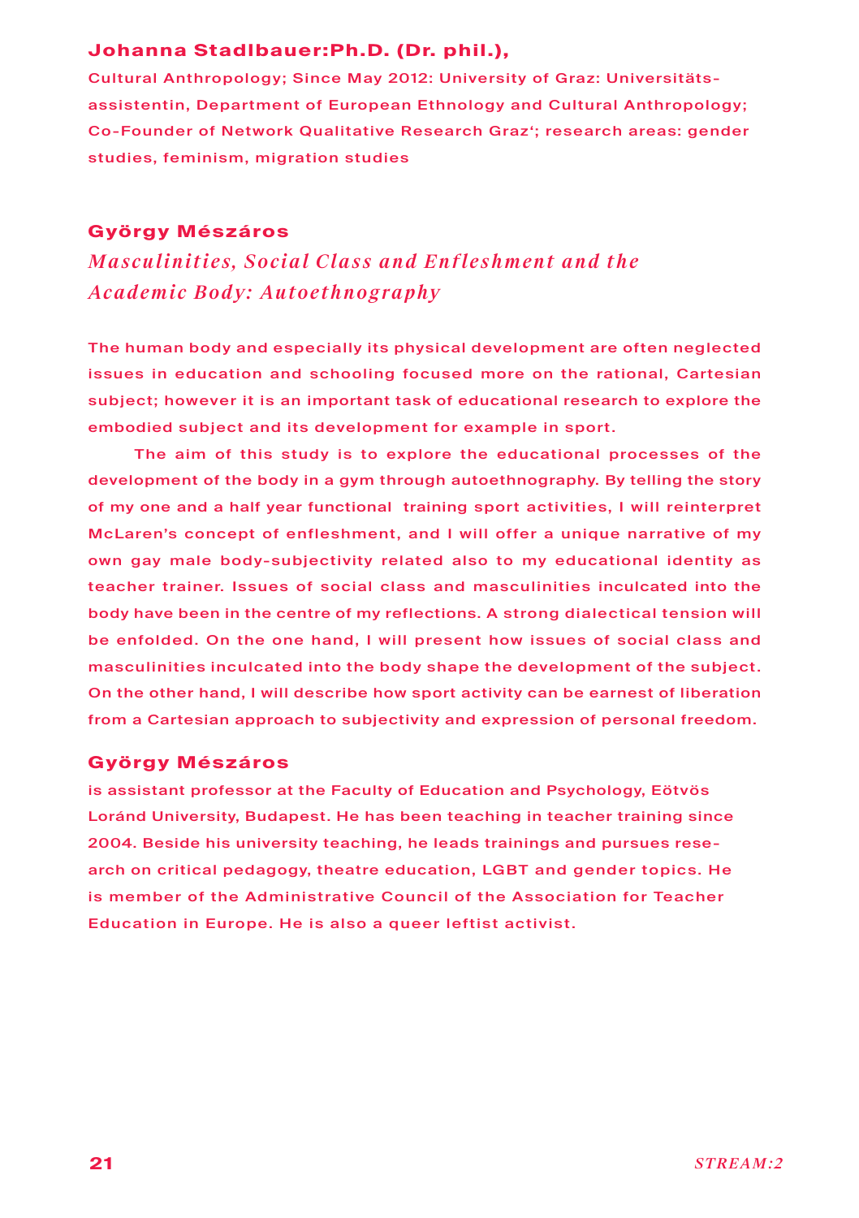**Johanna Stadlbauer:Ph.D. (Dr. phil.),**

Cultural Anthropology; Since May 2012: University of Graz: Universitäts-assistentin, Department of European Ethnology and Cultural Anthropology; Co-Founder of Network Qualitative Research Graz‘; research areas: gender studies, feminism, migration studies

## György Mészáros

### *Masculinities, Social Class and Enfleshment and the Academic Body: Autoethnography*

The human body and especially its physical development are often neglected issues in education and schooling focused more on the rational, Cartesian subject; however it is an important task of educational research to explore the embodied subject and its development for example in sport.

The aim of this study is to explore the educational processes of the development of the body in a gym through autoethnography. By telling the story of my one and a half year functional training sport activities, I will reinterpret McLaren's concept of enfleshment, and I will offer a unique narrative of my own gay male body-subjectivity related also to my educational identity as teacher trainer. Issues of social class and masculinities inculcated into the body have been in the centre of my reflections. A strong dialectical tension will be enfolded. On the one hand, I will present how issues of social class and masculinities inculcated into the body shape the development of the subject. On the other hand, I will describe how sport activity can be earnest of liberation from a Cartesian approach to subjectivity and expression of personal freedom.

**György Mészáros**

is assistant professor at the Faculty of Education and Psychology, Eötvös Loránd University, Budapest. He has been teaching in teacher training since 2004. Beside his university teaching, he leads trainings and pursues research on critical pedagogy, theatre education, LGBT and gender topics. He is member of the Administrative Council of the Association for Teacher Education in Europe. He is also a queer leftist activist.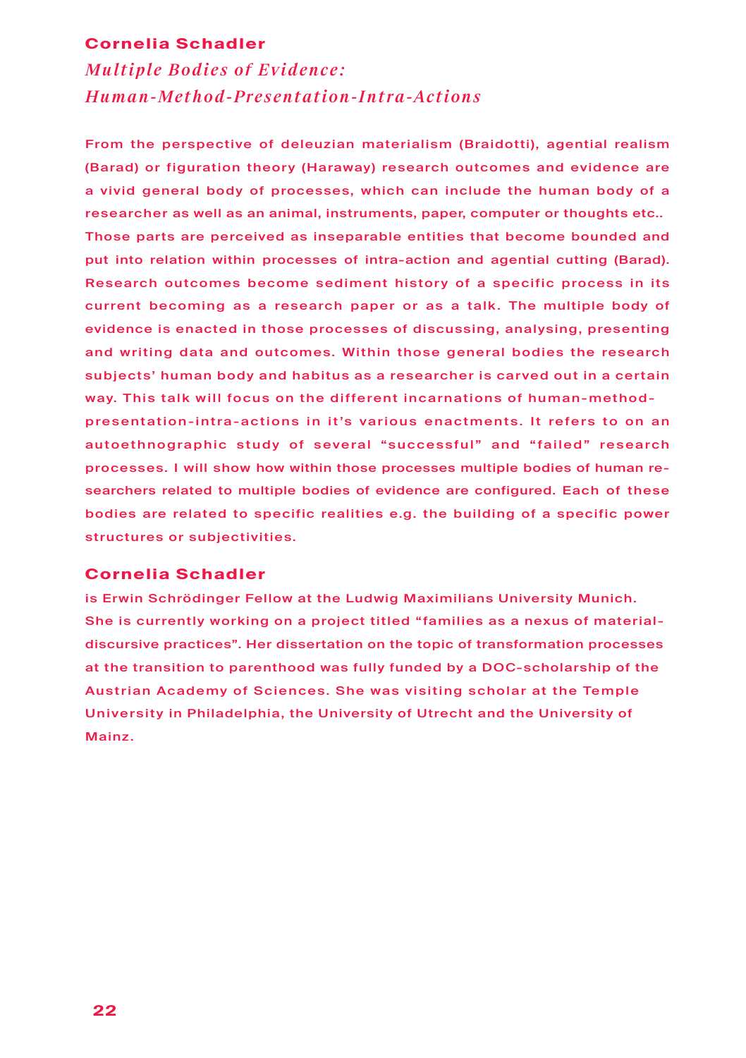**Cornelia Schadler**

## *Multiple Bodies of Evidence: Human-Method-Presentation-Intra-Actions*

From the perspective of deleuzian materialism (Braidotti), agential realism (Barad) or figuration theory (Haraway) research outcomes and evidence are a vivid general body of processes, which can include the human body of a researcher as well as an animal, instruments, paper, computer or thoughts etc.. Those parts are perceived as inseparable entities that become bounded and put into relation within processes of intra-action and agential cutting (Barad). Research outcomes become sediment history of a specific process in its current becoming as a research paper or as a talk. The multiple body of evidence is enacted in those processes of discussing, analysing, presenting and writing data and outcomes. Within those general bodies the research subjects' human body and habitus as a researcher is carved out in a certain way. This talk will focus on the different incarnations of human-method-presentation-intra-actions in it's various enactments. It refers to on an autoethnographic study of several "successful" and "failed" research processes. I will show how within those processes multiple bodies of human researchers related to multiple bodies of evidence are configured. Each of these bodies are related to specific realities e.g. the building of a specific power structures or subjectivities.

**Cornelia Schadler**

is Erwin Schrödinger Fellow at the Ludwig Maximilians University Munich. She is currently working on a project titled "families as a nexus of material-discursive practices". Her dissertation on the topic of transformation processes at the transition to parenthood was fully funded by a DOC-scholarship of the Austrian Academy of Sciences. She was visiting scholar at the Temple University in Philadelphia, the University of Utrecht and the University of Mainz.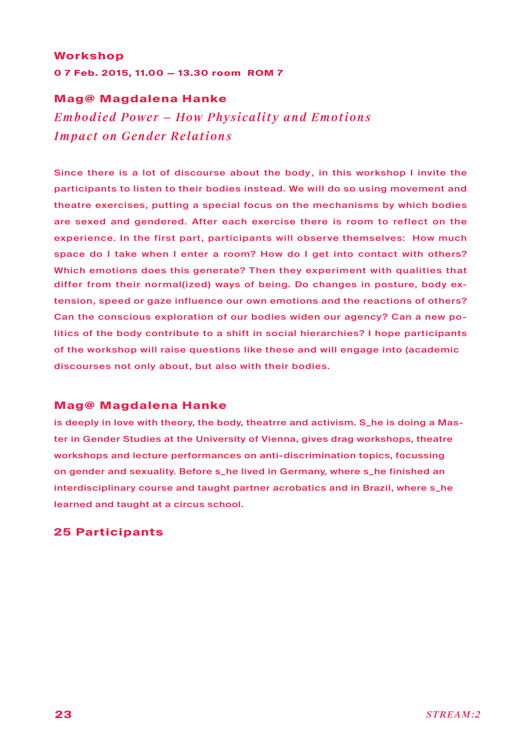## Workshop

**0 7 Feb. 2015, 11.00 — 13.30 room ROM 7**

### Mag@ Magdalena Hanke

*Embodied Power – How Physicality and Emotions Impact on Gender Relations*

Since there is a lot of discourse about the body, in this workshop I invite the participants to listen to their bodies instead. We will do so using movement and theatre exercises, putting a special focus on the mechanisms by which bodies are sexed and gendered. After each exercise there is room to reflect on the experience. In the first part, participants will observe themselves: How much space do I take when I enter a room? How do I get into contact with others? Which emotions does this generate? Then they experiment with qualities that differ from their normal(ized) ways of being. Do changes in posture, body extension, speed or gaze influence our own emotions and the reactions of others? Can the conscious exploration of our bodies widen our agency? Can a new politics of the body contribute to a shift in social hierarchies? I hope participants of the workshop will raise questions like these and will engage into (academic discourses not only about, but also with their bodies.

### Mag@ Magdalena Hanke

is deeply in love with theory, the body, theatrre and activism. S_he is doing a Master in Gender Studies at the University of Vienna, gives drag workshops, theatre workshops and lecture performances on anti-discrimination topics, focussing on gender and sexuality. Before s_he lived in Germany, where s_he finished an interdisciplinary course and taught partner acrobatics and in Brazil, where s_he learned and taught at a circus school.

**25 Participants**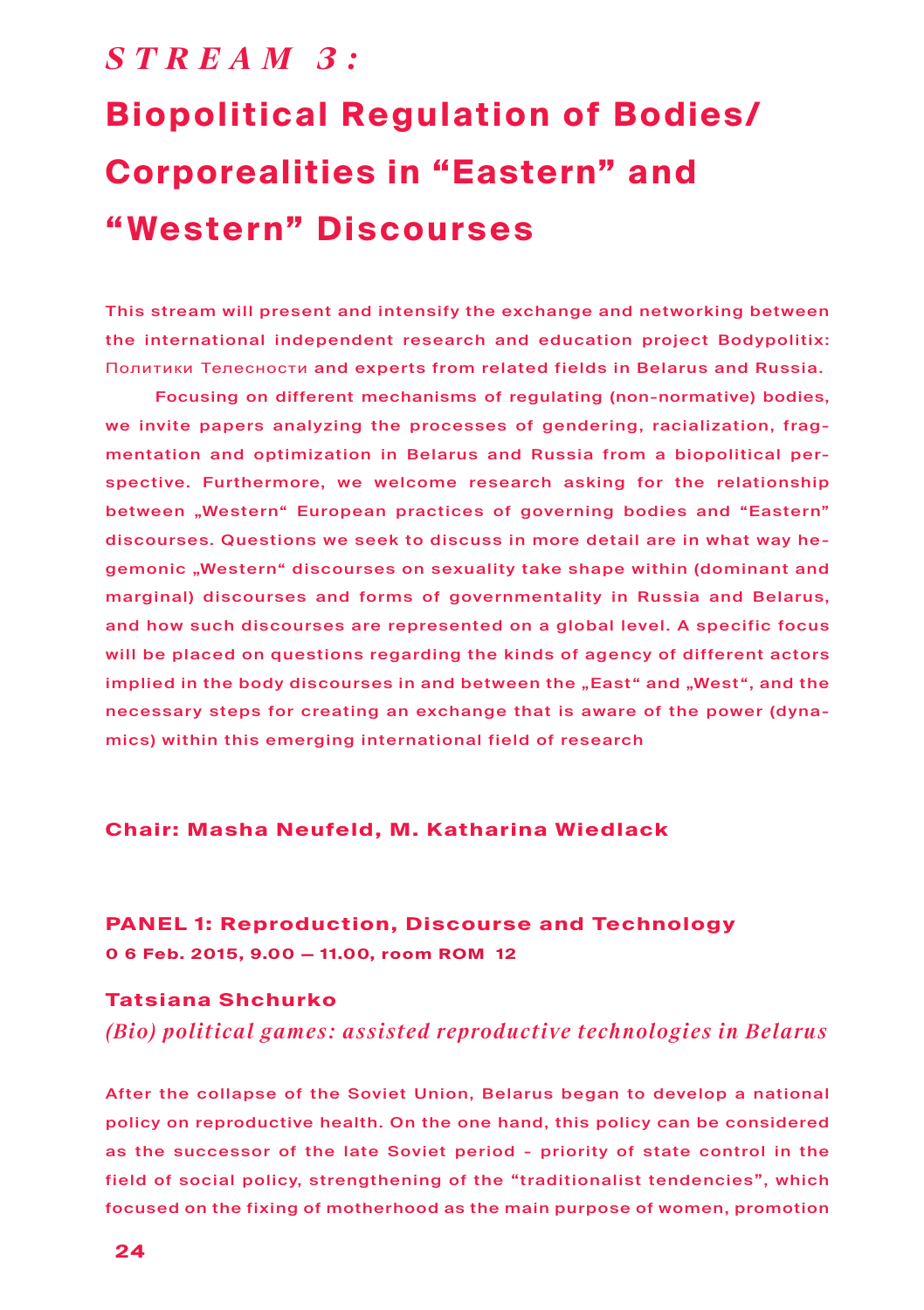# *STREAM 3:*

# Biopolitical Regulation of Bodies/ Corporealities in "Eastern" and "Western" Discourses

This stream will present and intensify the exchange and networking between the international independent research and education project Bodypolitix: Политики Телесности and experts from related fields in Belarus and Russia.

Focusing on different mechanisms of regulating (non-normative) bodies, we invite papers analyzing the processes of gendering, racialization, fragmentation and optimization in Belarus and Russia from a biopolitical perspective. Furthermore, we welcome research asking for the relationship between „Western" European practices of governing bodies and "Eastern" discourses. Questions we seek to discuss in more detail are in what way hegemonic „Western" discourses on sexuality take shape within (dominant and marginal) discourses and forms of governmentality in Russia and Belarus, and how such discourses are represented on a global level. A specific focus will be placed on questions regarding the kinds of agency of different actors implied in the body discourses in and between the „East" and „West", and the necessary steps for creating an exchange that is aware of the power (dynamics) within this emerging international field of research

**Chair: Masha Neufeld, M. Katharina Wiedlack**

## PANEL 1: Reproduction, Discourse and Technology

**0 6 Feb. 2015, 9.00 — 11.00, room ROM 12**

### Tatsiana Shchurko

*(Bio) political games: assisted reproductive technologies in Belarus*

After the collapse of the Soviet Union, Belarus began to develop a national policy on reproductive health. On the one hand, this policy can be considered as the successor of the late Soviet period - priority of state control in the field of social policy, strengthening of the "traditionalist tendencies", which focused on the fixing of motherhood as the main purpose of women, promotion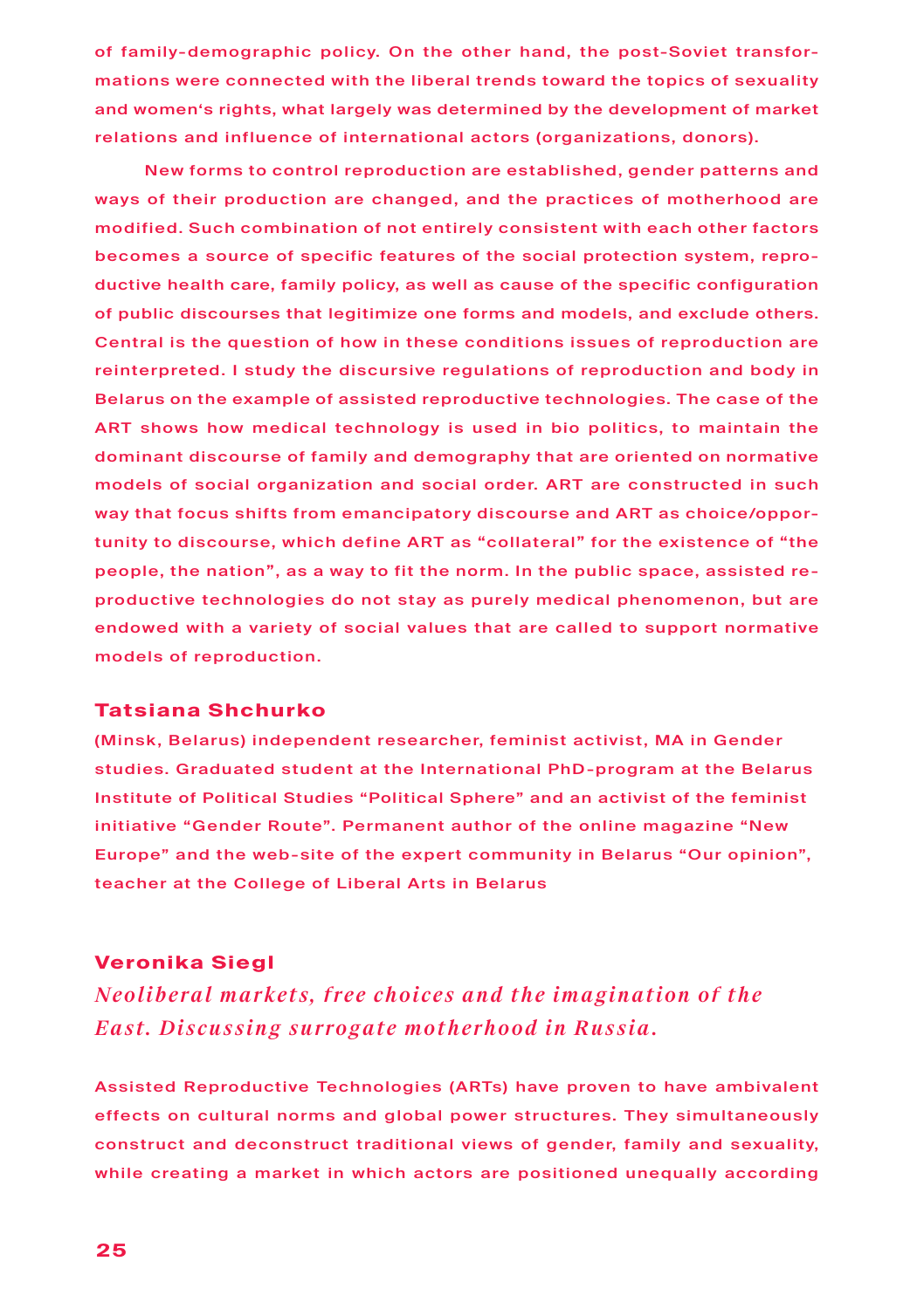of family-demographic policy. On the other hand, the post-Soviet transformations were connected with the liberal trends toward the topics of sexuality and women's rights, what largely was determined by the development of market relations and influence of international actors (organizations, donors).

New forms to control reproduction are established, gender patterns and ways of their production are changed, and the practices of motherhood are modified. Such combination of not entirely consistent with each other factors becomes a source of specific features of the social protection system, reproductive health care, family policy, as well as cause of the specific configuration of public discourses that legitimize one forms and models, and exclude others. Central is the question of how in these conditions issues of reproduction are reinterpreted. I study the discursive regulations of reproduction and body in Belarus on the example of assisted reproductive technologies. The case of the ART shows how medical technology is used in bio politics, to maintain the dominant discourse of family and demography that are oriented on normative models of social organization and social order. ART are constructed in such way that focus shifts from emancipatory discourse and ART as choice/opportunity to discourse, which define ART as "collateral" for the existence of "the people, the nation", as a way to fit the norm. In the public space, assisted reproductive technologies do not stay as purely medical phenomenon, but are endowed with a variety of social values that are called to support normative models of reproduction.

### Tatsiana Shchurko

(Minsk, Belarus) independent researcher, feminist activist, MA in Gender studies. Graduated student at the International PhD-program at the Belarus Institute of Political Studies "Political Sphere" and an activist of the feminist initiative "Gender Route". Permanent author of the online magazine "New Europe" and the web-site of the expert community in Belarus "Our opinion", teacher at the College of Liberal Arts in Belarus

### Veronika Siegl

## *Neoliberal markets, free choices and the imagination of the East. Discussing surrogate motherhood in Russia.*

Assisted Reproductive Technologies (ARTs) have proven to have ambivalent effects on cultural norms and global power structures. They simultaneously construct and deconstruct traditional views of gender, family and sexuality, while creating a market in which actors are positioned unequally according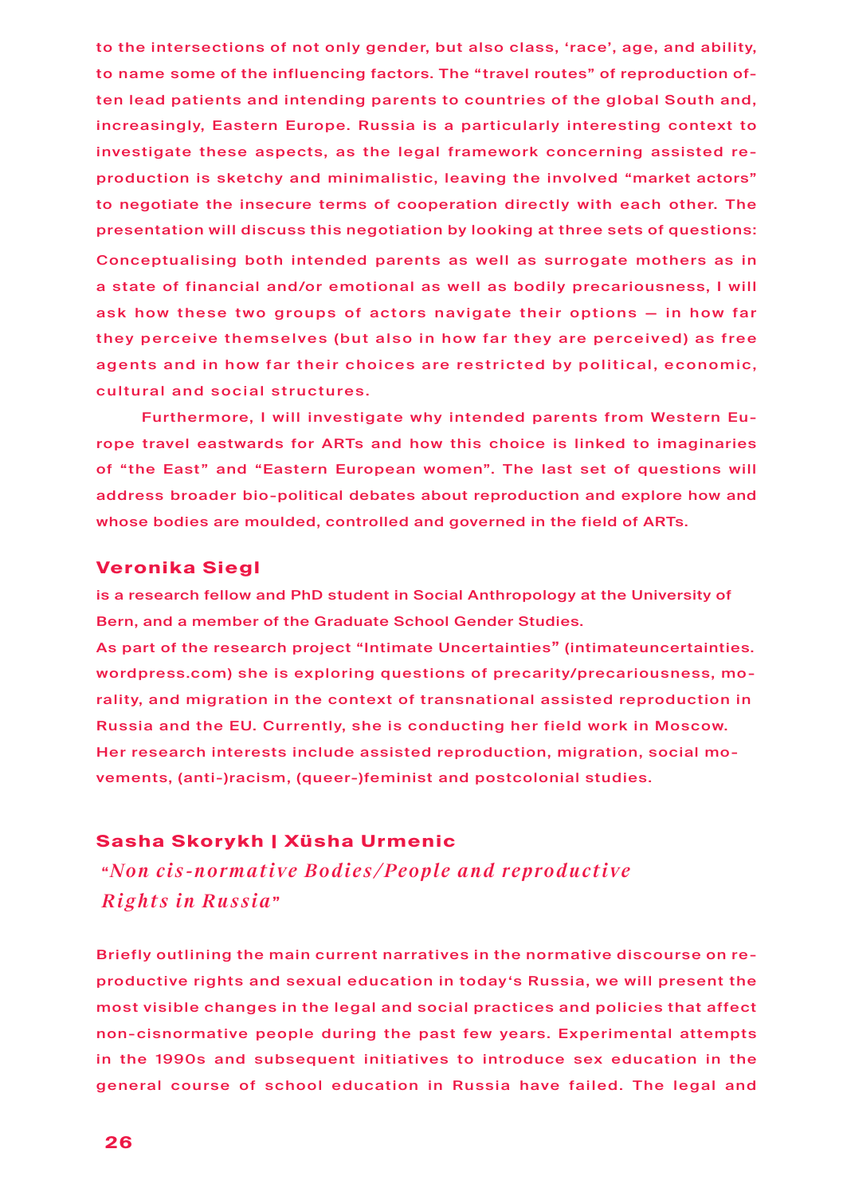to the intersections of not only gender, but also class, 'race', age, and ability, to name some of the influencing factors. The "travel routes" of reproduction often lead patients and intending parents to countries of the global South and, increasingly, Eastern Europe. Russia is a particularly interesting context to investigate these aspects, as the legal framework concerning assisted reproduction is sketchy and minimalistic, leaving the involved "market actors" to negotiate the insecure terms of cooperation directly with each other. The presentation will discuss this negotiation by looking at three sets of questions:

Conceptualising both intended parents as well as surrogate mothers as in a state of financial and/or emotional as well as bodily precariousness, I will ask how these two groups of actors navigate their options — in how far they perceive themselves (but also in how far they are perceived) as free agents and in how far their choices are restricted by political, economic, cultural and social structures.

Furthermore, I will investigate why intended parents from Western Europe travel eastwards for ARTs and how this choice is linked to imaginaries of "the East" and "Eastern European women". The last set of questions will address broader bio-political debates about reproduction and explore how and whose bodies are moulded, controlled and governed in the field of ARTs.

### Veronika Siegl

is a research fellow and PhD student in Social Anthropology at the University of Bern, and a member of the Graduate School Gender Studies.
As part of the research project "Intimate Uncertainties" (intimateuncertainties.wordpress.com) she is exploring questions of precarity/precariousness, morality, and migration in the context of transnational assisted reproduction in Russia and the EU. Currently, she is conducting her field work in Moscow.
Her research interests include assisted reproduction, migration, social movements, (anti-)racism, (queer-)feminist and postcolonial studies.

### Sasha Skorykh | Xüsha Urmenic

*"Non cis-normative Bodies/People and reproductive Rights in Russia"*

Briefly outlining the main current narratives in the normative discourse on reproductive rights and sexual education in today's Russia, we will present the most visible changes in the legal and social practices and policies that affect non-cisnormative people during the past few years. Experimental attempts in the 1990s and subsequent initiatives to introduce sex education in the general course of school education in Russia have failed. The legal and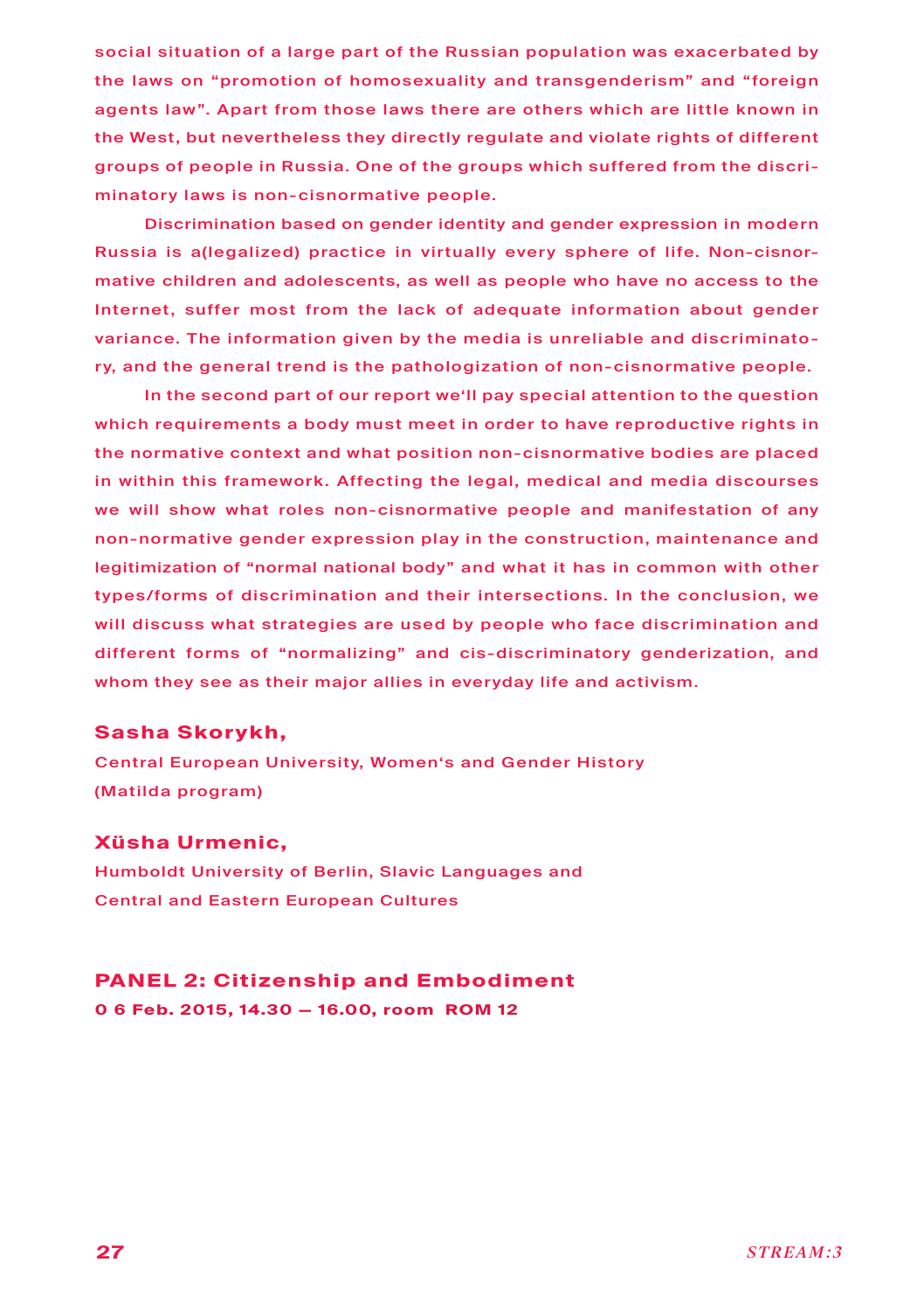social situation of a large part of the Russian population was exacerbated by the laws on "promotion of homosexuality and transgenderism" and "foreign agents law". Apart from those laws there are others which are little known in the West, but nevertheless they directly regulate and violate rights of different groups of people in Russia. One of the groups which suffered from the discriminatory laws is non-cisnormative people.

Discrimination based on gender identity and gender expression in modern Russia is a(legalized) practice in virtually every sphere of life. Non-cisnormative children and adolescents, as well as people who have no access to the Internet, suffer most from the lack of adequate information about gender variance. The information given by the media is unreliable and discriminatory, and the general trend is the pathologization of non-cisnormative people.

In the second part of our report we'll pay special attention to the question which requirements a body must meet in order to have reproductive rights in the normative context and what position non-cisnormative bodies are placed in within this framework. Affecting the legal, medical and media discourses we will show what roles non-cisnormative people and manifestation of any non-normative gender expression play in the construction, maintenance and legitimization of "normal national body" and what it has in common with other types/forms of discrimination and their intersections. In the conclusion, we will discuss what strategies are used by people who face discrimination and different forms of "normalizing" and cis-discriminatory genderization, and whom they see as their major allies in everyday life and activism.

**Sasha Skorykh,**
Central European University, Women's and Gender History
(Matilda program)

**Xüsha Urmenic,**
Humboldt University of Berlin, Slavic Languages and
Central and Eastern European Cultures

## PANEL 2: Citizenship and Embodiment

**0 6 Feb. 2015, 14.30 – 16.00, room ROM 12**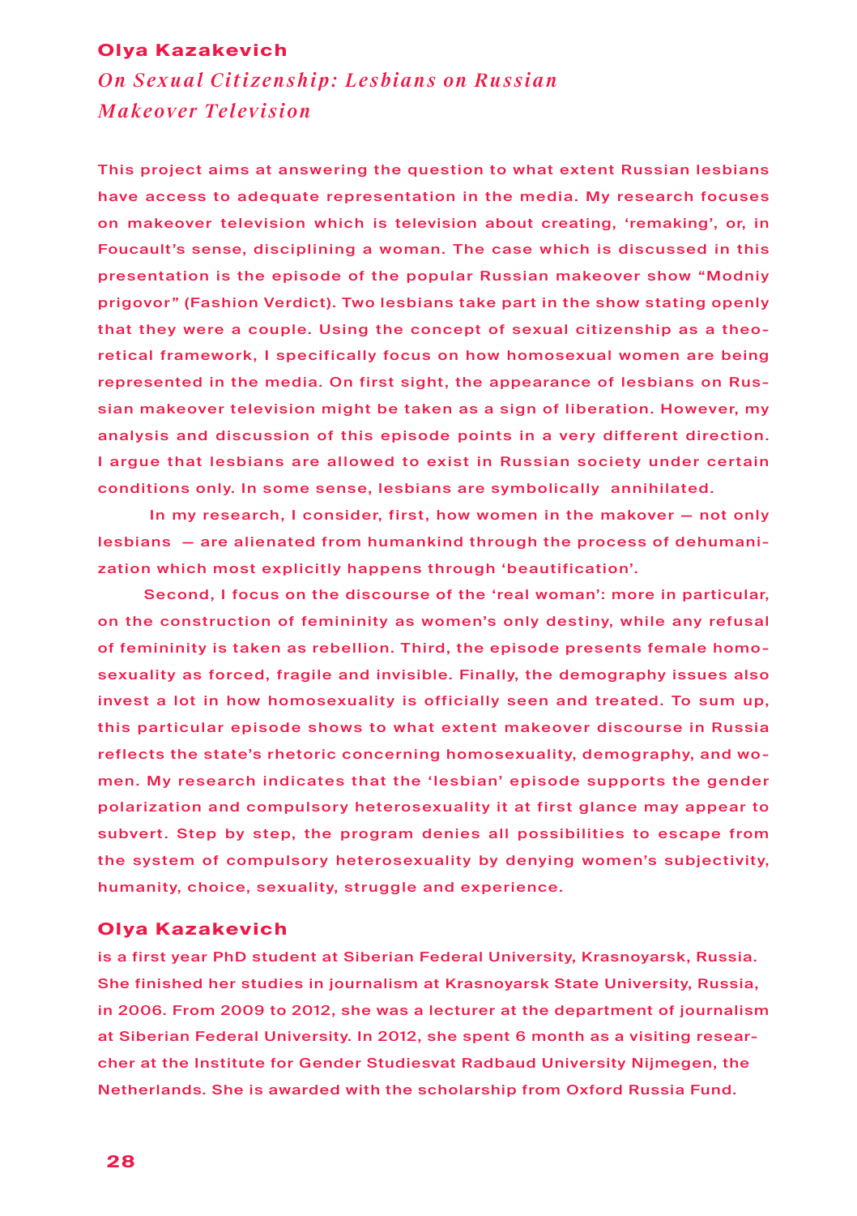**Olya Kazakevich**

## *On Sexual Citizenship: Lesbians on Russian Makeover Television*

This project aims at answering the question to what extent Russian lesbians have access to adequate representation in the media. My research focuses on makeover television which is television about creating, 'remaking', or, in Foucault's sense, disciplining a woman. The case which is discussed in this presentation is the episode of the popular Russian makeover show "Modniy prigovor" (Fashion Verdict). Two lesbians take part in the show stating openly that they were a couple. Using the concept of sexual citizenship as a theoretical framework, I specifically focus on how homosexual women are being represented in the media. On first sight, the appearance of lesbians on Russian makeover television might be taken as a sign of liberation. However, my analysis and discussion of this episode points in a very different direction. I argue that lesbians are allowed to exist in Russian society under certain conditions only. In some sense, lesbians are symbolically annihilated.

In my research, I consider, first, how women in the makover — not only lesbians — are alienated from humankind through the process of dehumanization which most explicitly happens through 'beautification'.

Second, I focus on the discourse of the 'real woman': more in particular, on the construction of femininity as women's only destiny, while any refusal of femininity is taken as rebellion. Third, the episode presents female homosexuality as forced, fragile and invisible. Finally, the demography issues also invest a lot in how homosexuality is officially seen and treated. To sum up, this particular episode shows to what extent makeover discourse in Russia reflects the state's rhetoric concerning homosexuality, demography, and women. My research indicates that the 'lesbian' episode supports the gender polarization and compulsory heterosexuality it at first glance may appear to subvert. Step by step, the program denies all possibilities to escape from the system of compulsory heterosexuality by denying women's subjectivity, humanity, choice, sexuality, struggle and experience.

**Olya Kazakevich**

is a first year PhD student at Siberian Federal University, Krasnoyarsk, Russia. She finished her studies in journalism at Krasnoyarsk State University, Russia, in 2006. From 2009 to 2012, she was a lecturer at the department of journalism at Siberian Federal University. In 2012, she spent 6 month as a visiting researcher at the Institute for Gender Studiesvat Radbaud University Nijmegen, the Netherlands. She is awarded with the scholarship from Oxford Russia Fund.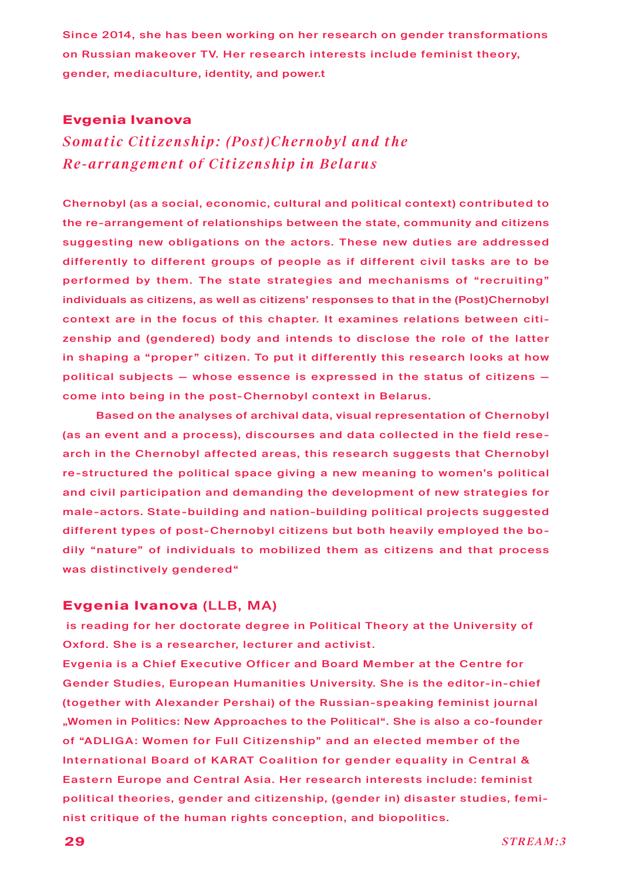Since 2014, she has been working on her research on gender transformations on Russian makeover TV. Her research interests include feminist theory, gender, mediaculture, identity, and power.t

## Evgenia Ivanova

*Somatic Citizenship: (Post)Chernobyl and the Re-arrangement of Citizenship in Belarus*

Chernobyl (as a social, economic, cultural and political context) contributed to the re-arrangement of relationships between the state, community and citizens suggesting new obligations on the actors. These new duties are addressed differently to different groups of people as if different civil tasks are to be performed by them. The state strategies and mechanisms of "recruiting" individuals as citizens, as well as citizens' responses to that in the (Post)Chernobyl context are in the focus of this chapter. It examines relations between citizenship and (gendered) body and intends to disclose the role of the latter in shaping a "proper" citizen. To put it differently this research looks at how political subjects — whose essence is expressed in the status of citizens — come into being in the post-Chernobyl context in Belarus.

Based on the analyses of archival data, visual representation of Chernobyl (as an event and a process), discourses and data collected in the field research in the Chernobyl affected areas, this research suggests that Chernobyl re-structured the political space giving a new meaning to women's political and civil participation and demanding the development of new strategies for male-actors. State-building and nation-building political projects suggested different types of post-Chernobyl citizens but both heavily employed the bodily "nature" of individuals to mobilized them as citizens and that process was distinctively gendered"

**Evgenia Ivanova** (LLB, MA)

is reading for her doctorate degree in Political Theory at the University of Oxford. She is a researcher, lecturer and activist.

Evgenia is a Chief Executive Officer and Board Member at the Centre for Gender Studies, European Humanities University. She is the editor-in-chief (together with Alexander Pershai) of the Russian-speaking feminist journal „Women in Politics: New Approaches to the Political". She is also a co-founder of "ADLIGA: Women for Full Citizenship" and an elected member of the International Board of KARAT Coalition for gender equality in Central & Eastern Europe and Central Asia. Her research interests include: feminist political theories, gender and citizenship, (gender in) disaster studies, feminist critique of the human rights conception, and biopolitics.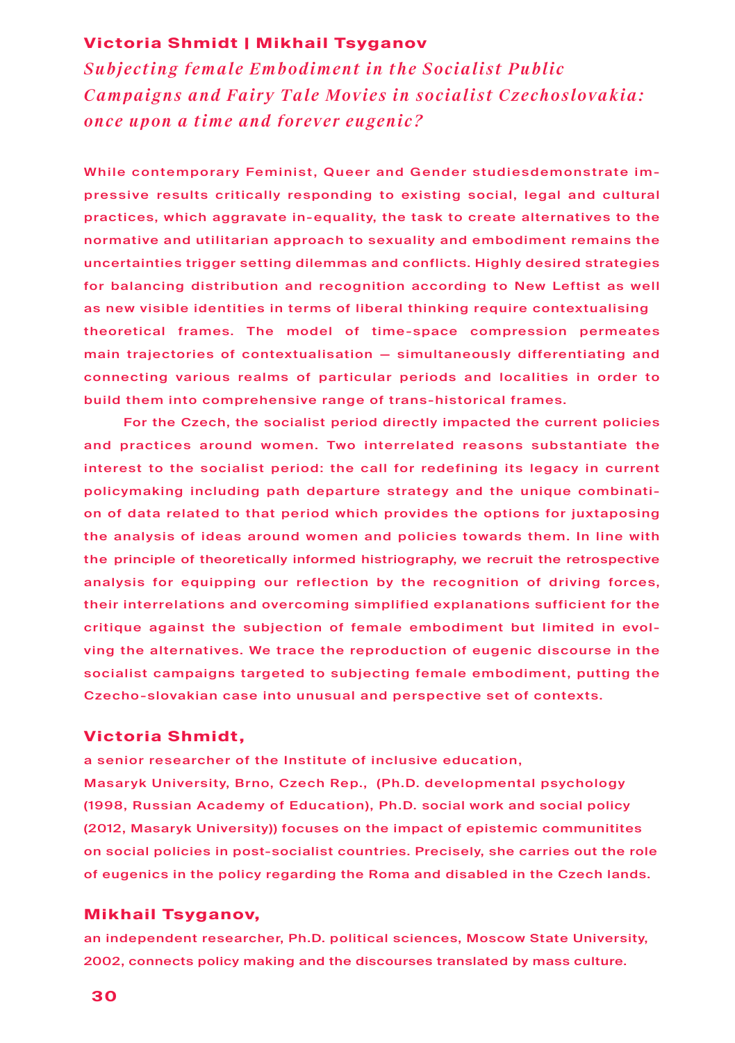**Victoria Shmidt | Mikhail Tsyganov**

## *Subjecting female Embodiment in the Socialist Public Campaigns and Fairy Tale Movies in socialist Czechoslovakia: once upon a time and forever eugenic?*

While contemporary Feminist, Queer and Gender studiesdemonstrate impressive results critically responding to existing social, legal and cultural practices, which aggravate in-equality, the task to create alternatives to the normative and utilitarian approach to sexuality and embodiment remains the uncertainties trigger setting dilemmas and conflicts. Highly desired strategies for balancing distribution and recognition according to New Leftist as well as new visible identities in terms of liberal thinking require contextualising theoretical frames. The model of time-space compression permeates main trajectories of contextualisation — simultaneously differentiating and connecting various realms of particular periods and localities in order to build them into comprehensive range of trans-historical frames.

For the Czech, the socialist period directly impacted the current policies and practices around women. Two interrelated reasons substantiate the interest to the socialist period: the call for redefining its legacy in current policymaking including path departure strategy and the unique combination of data related to that period which provides the options for juxtaposing the analysis of ideas around women and policies towards them. In line with the principle of theoretically informed histriography, we recruit the retrospective analysis for equipping our reflection by the recognition of driving forces, their interrelations and overcoming simplified explanations sufficient for the critique against the subjection of female embodiment but limited in evolving the alternatives. We trace the reproduction of eugenic discourse in the socialist campaigns targeted to subjecting female embodiment, putting the Czecho-slovakian case into unusual and perspective set of contexts.

### Victoria Shmidt,

a senior researcher of the Institute of inclusive education, Masaryk University, Brno, Czech Rep., (Ph.D. developmental psychology (1998, Russian Academy of Education), Ph.D. social work and social policy (2012, Masaryk University)) focuses on the impact of epistemic communitites on social policies in post-socialist countries. Precisely, she carries out the role of eugenics in the policy regarding the Roma and disabled in the Czech lands.

### Mikhail Tsyganov,

an independent researcher, Ph.D. political sciences, Moscow State University, 2002, connects policy making and the discourses translated by mass culture.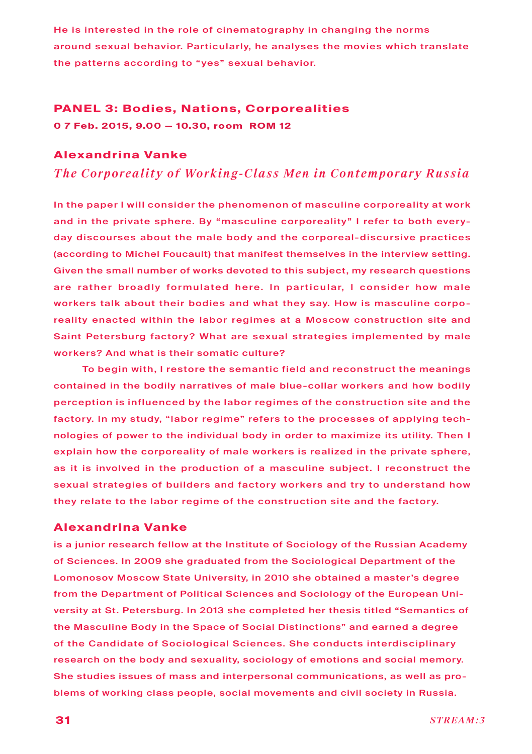He is interested in the role of cinematography in changing the norms around sexual behavior. Particularly, he analyses the movies which translate the patterns according to "yes" sexual behavior.

## PANEL 3: Bodies, Nations, Corporealities

**0 7 Feb. 2015, 9.00 — 10.30, room ROM 12**

### Alexandrina Vanke

*The Corporeality of Working-Class Men in Contemporary Russia*

In the paper I will consider the phenomenon of masculine corporeality at work and in the private sphere. By "masculine corporeality" I refer to both everyday discourses about the male body and the corporeal-discursive practices (according to Michel Foucault) that manifest themselves in the interview setting. Given the small number of works devoted to this subject, my research questions are rather broadly formulated here. In particular, I consider how male workers talk about their bodies and what they say. How is masculine corporeality enacted within the labor regimes at a Moscow construction site and Saint Petersburg factory? What are sexual strategies implemented by male workers? And what is their somatic culture?

To begin with, I restore the semantic field and reconstruct the meanings contained in the bodily narratives of male blue-collar workers and how bodily perception is influenced by the labor regimes of the construction site and the factory. In my study, "labor regime" refers to the processes of applying technologies of power to the individual body in order to maximize its utility. Then I explain how the corporeality of male workers is realized in the private sphere, as it is involved in the production of a masculine subject. I reconstruct the sexual strategies of builders and factory workers and try to understand how they relate to the labor regime of the construction site and the factory.

### Alexandrina Vanke

is a junior research fellow at the Institute of Sociology of the Russian Academy of Sciences. In 2009 she graduated from the Sociological Department of the Lomonosov Moscow State University, in 2010 she obtained a master's degree from the Department of Political Sciences and Sociology of the European University at St. Petersburg. In 2013 she completed her thesis titled "Semantics of the Masculine Body in the Space of Social Distinctions" and earned a degree of the Candidate of Sociological Sciences. She conducts interdisciplinary research on the body and sexuality, sociology of emotions and social memory. She studies issues of mass and interpersonal communications, as well as problems of working class people, social movements and civil society in Russia.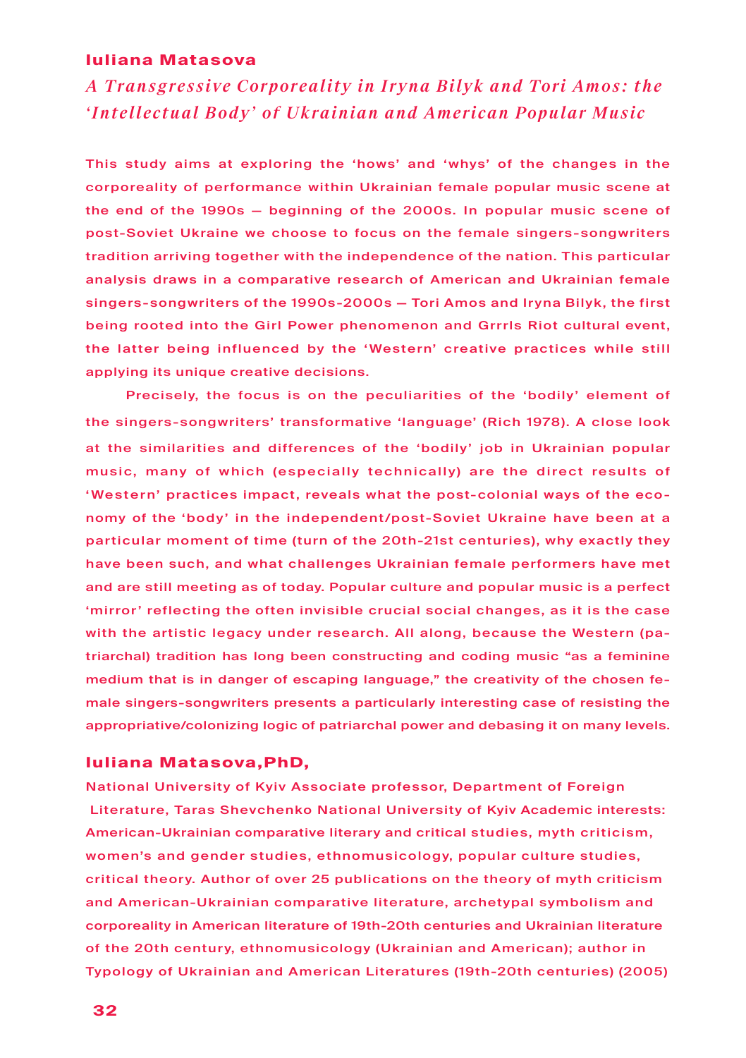**Iuliana Matasova**

## *A Transgressive Corporeality in Iryna Bilyk and Tori Amos: the 'Intellectual Body' of Ukrainian and American Popular Music*

This study aims at exploring the 'hows' and 'whys' of the changes in the corporeality of performance within Ukrainian female popular music scene at the end of the 1990s – beginning of the 2000s. In popular music scene of post-Soviet Ukraine we choose to focus on the female singers-songwriters tradition arriving together with the independence of the nation. This particular analysis draws in a comparative research of American and Ukrainian female singers-songwriters of the 1990s-2000s – Tori Amos and Iryna Bilyk, the first being rooted into the Girl Power phenomenon and Grrrls Riot cultural event, the latter being influenced by the 'Western' creative practices while still applying its unique creative decisions.

Precisely, the focus is on the peculiarities of the 'bodily' element of the singers-songwriters' transformative 'language' (Rich 1978). A close look at the similarities and differences of the 'bodily' job in Ukrainian popular music, many of which (especially technically) are the direct results of 'Western' practices impact, reveals what the post-colonial ways of the economy of the 'body' in the independent/post-Soviet Ukraine have been at a particular moment of time (turn of the 20th-21st centuries), why exactly they have been such, and what challenges Ukrainian female performers have met and are still meeting as of today. Popular culture and popular music is a perfect 'mirror' reflecting the often invisible crucial social changes, as it is the case with the artistic legacy under research. All along, because the Western (patriarchal) tradition has long been constructing and coding music "as a feminine medium that is in danger of escaping language," the creativity of the chosen female singers-songwriters presents a particularly interesting case of resisting the appropriative/colonizing logic of patriarchal power and debasing it on many levels.

**Iuliana Matasova,PhD,**

National University of Kyiv Associate professor, Department of Foreign Literature, Taras Shevchenko National University of Kyiv Academic interests: American-Ukrainian comparative literary and critical studies, myth criticism, women's and gender studies, ethnomusicology, popular culture studies, critical theory. Author of over 25 publications on the theory of myth criticism and American-Ukrainian comparative literature, archetypal symbolism and corporeality in American literature of 19th-20th centuries and Ukrainian literature of the 20th century, ethnomusicology (Ukrainian and American); author in Typology of Ukrainian and American Literatures (19th-20th centuries) (2005)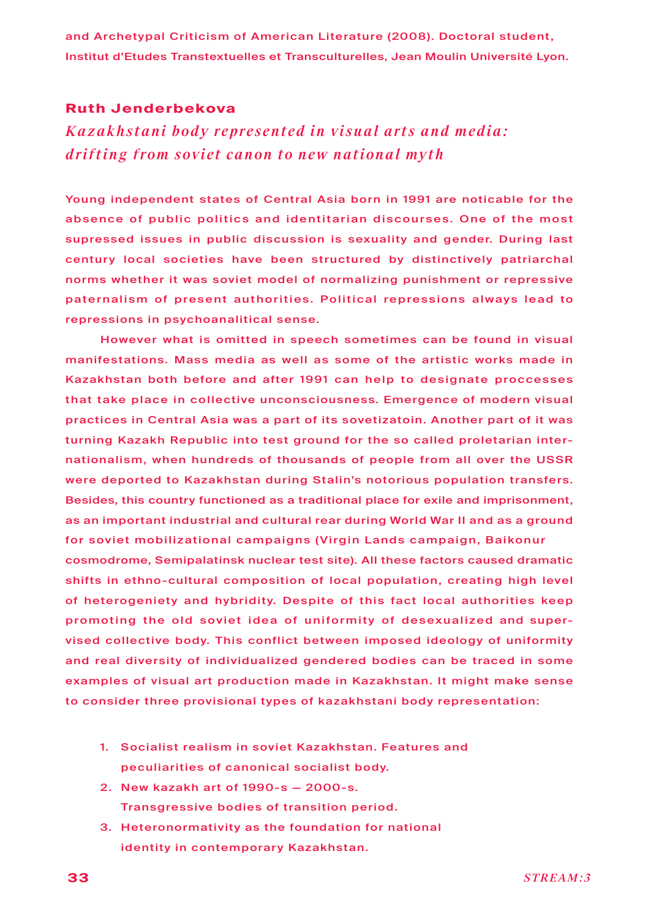and Archetypal Criticism of American Literature (2008). Doctoral student, Institut d'Etudes Transtextuelles et Transculturelles, Jean Moulin Université Lyon.

**Ruth Jenderbekova**

## *Kazakhstani body represented in visual arts and media: drifting from soviet canon to new national myth*

Young independent states of Central Asia born in 1991 are noticable for the absence of public politics and identitarian discourses. One of the most supressed issues in public discussion is sexuality and gender. During last century local societies have been structured by distinctively patriarchal norms whether it was soviet model of normalizing punishment or repressive paternalism of present authorities. Political repressions always lead to repressions in psychoanalitical sense.

However what is omitted in speech sometimes can be found in visual manifestations. Mass media as well as some of the artistic works made in Kazakhstan both before and after 1991 can help to designate proccesses that take place in collective unconsciousness. Emergence of modern visual practices in Central Asia was a part of its sovetizatoin. Another part of it was turning Kazakh Republic into test ground for the so called proletarian internationalism, when hundreds of thousands of people from all over the USSR were deported to Kazakhstan during Stalin's notorious population transfers. Besides, this country functioned as a traditional place for exile and imprisonment, as an important industrial and cultural rear during World War II and as a ground for soviet mobilizational campaigns (Virgin Lands campaign, Baikonur cosmodrome, Semipalatinsk nuclear test site). All these factors caused dramatic shifts in ethno-cultural composition of local population, creating high level of heterogeniety and hybridity. Despite of this fact local authorities keep promoting the old soviet idea of uniformity of desexualized and supervised collective body. This conflict between imposed ideology of uniformity and real diversity of individualized gendered bodies can be traced in some examples of visual art production made in Kazakhstan. It might make sense to consider three provisional types of kazakhstani body representation:

1. Socialist realism in soviet Kazakhstan. Features and peculiarities of canonical socialist body.
2. New kazakh art of 1990-s — 2000-s. Transgressive bodies of transition period.
3. Heteronormativity as the foundation for national identity in contemporary Kazakhstan.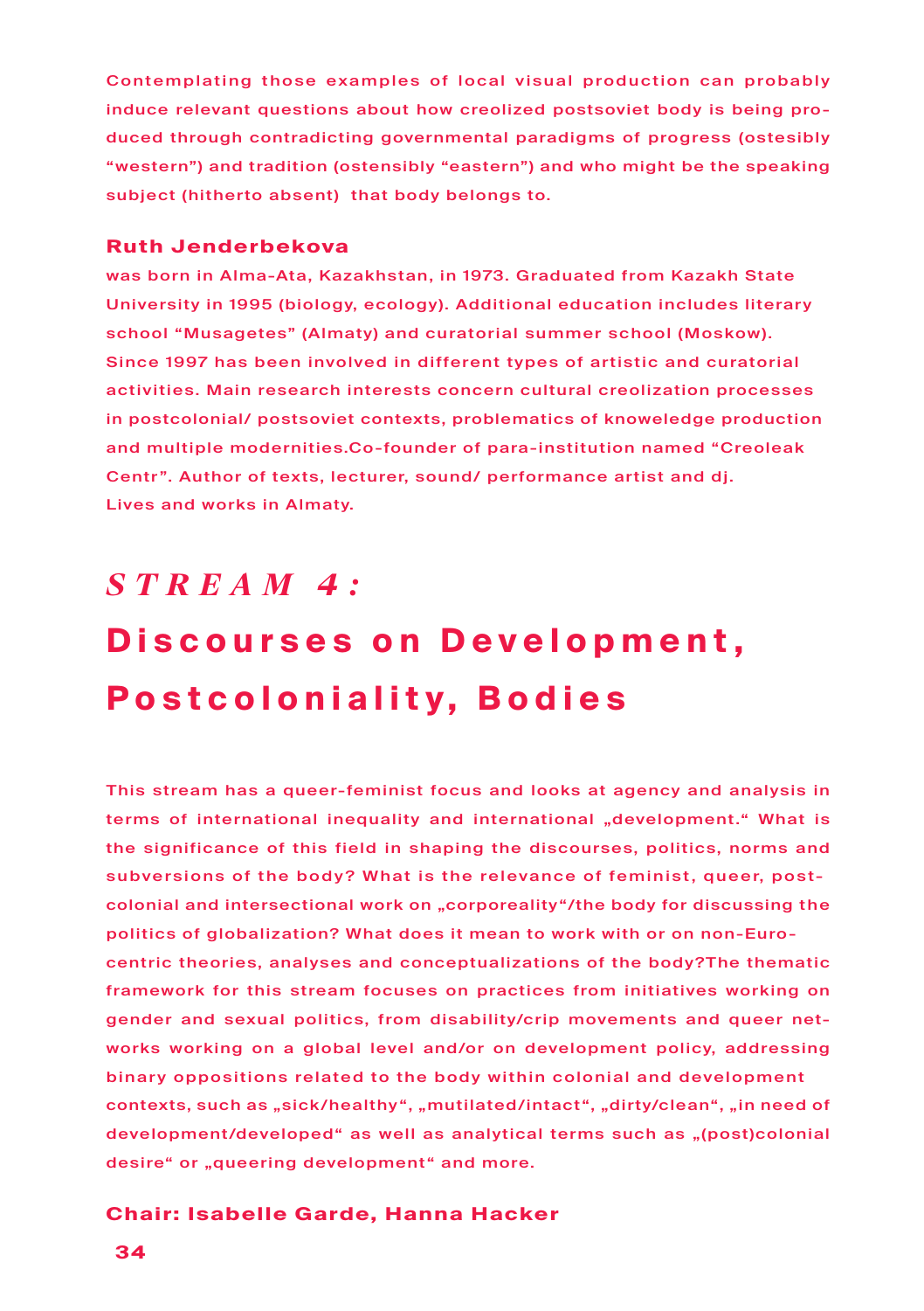Contemplating those examples of local visual production can probably induce relevant questions about how creolized postsoviet body is being produced through contradicting governmental paradigms of progress (ostesibly "western") and tradition (ostensibly "eastern") and who might be the speaking subject (hitherto absent) that body belongs to.

**Ruth Jenderbekova**
was born in Alma-Ata, Kazakhstan, in 1973. Graduated from Kazakh State University in 1995 (biology, ecology). Additional education includes literary school "Musagetes" (Almaty) and curatorial summer school (Moskow). Since 1997 has been involved in different types of artistic and curatorial activities. Main research interests concern cultural creolization processes in postcolonial/ postsoviet contexts, problematics of knoweledge production and multiple modernities.Co-founder of para-institution named "Creoleak Centr". Author of texts, lecturer, sound/ performance artist and dj.
Lives and works in Almaty.

## *STREAM 4:*
## Discourses on Development, Postcoloniality, Bodies

This stream has a queer-feminist focus and looks at agency and analysis in terms of international inequality and international „development." What is the significance of this field in shaping the discourses, politics, norms and subversions of the body? What is the relevance of feminist, queer, post-colonial and intersectional work on „corporeality"/the body for discussing the politics of globalization? What does it mean to work with or on non-Eurocentric theories, analyses and conceptualizations of the body?The thematic framework for this stream focuses on practices from initiatives working on gender and sexual politics, from disability/crip movements and queer networks working on a global level and/or on development policy, addressing binary oppositions related to the body within colonial and development contexts, such as „sick/healthy", „mutilated/intact", „dirty/clean", „in need of development/developed" as well as analytical terms such as „(post)colonial desire" or „queering development" and more.

**Chair: Isabelle Garde, Hanna Hacker**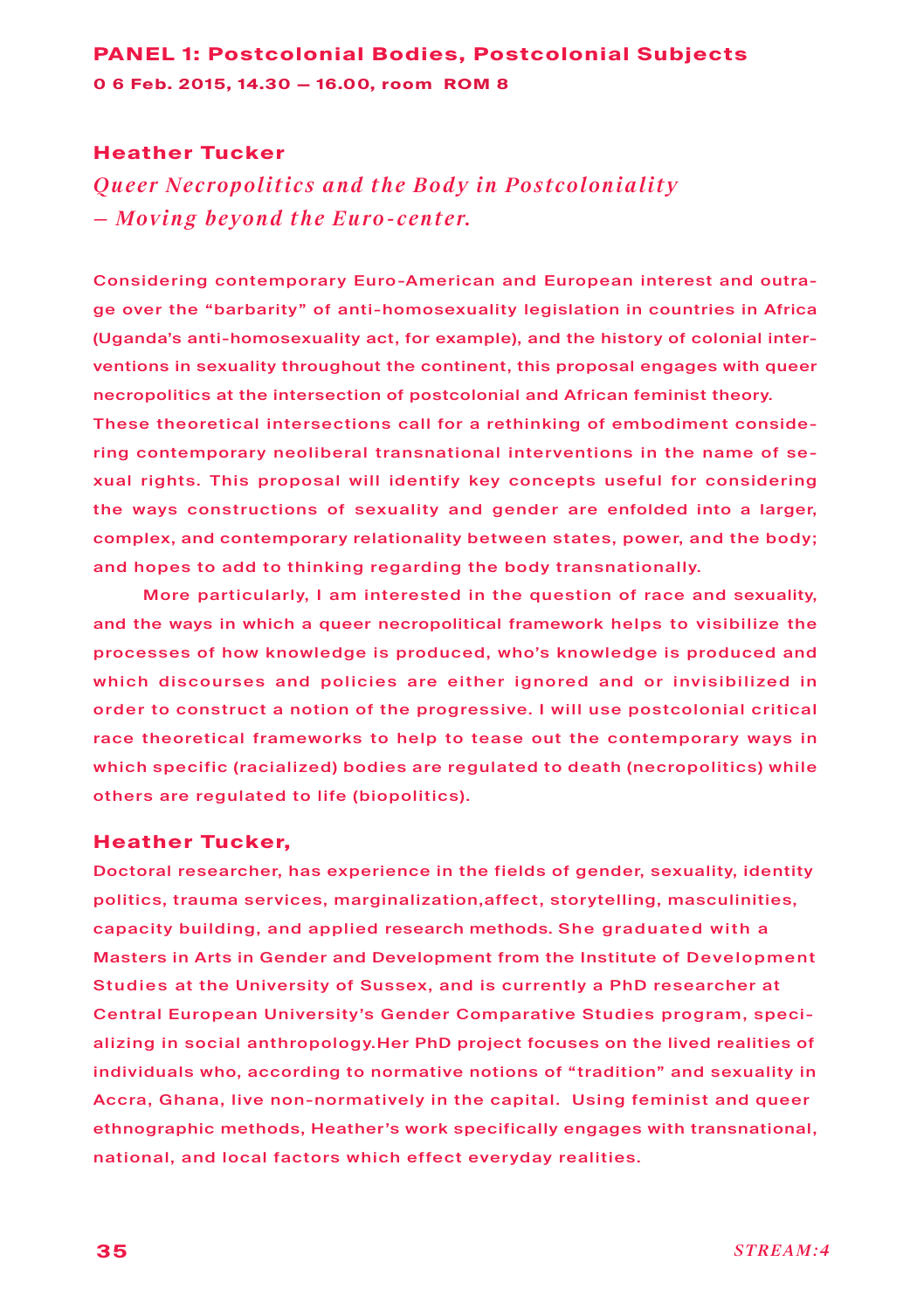## PANEL 1: Postcolonial Bodies, Postcolonial Subjects

**0 6 Feb. 2015, 14.30 — 16.00, room ROM 8**

### Heather Tucker

*Queer Necropolitics and the Body in Postcoloniality – Moving beyond the Euro-center.*

Considering contemporary Euro-American and European interest and outrage over the “barbarity” of anti-homosexuality legislation in countries in Africa (Uganda’s anti-homosexuality act, for example), and the history of colonial interventions in sexuality throughout the continent, this proposal engages with queer necropolitics at the intersection of postcolonial and African feminist theory. These theoretical intersections call for a rethinking of embodiment considering contemporary neoliberal transnational interventions in the name of sexual rights. This proposal will identify key concepts useful for considering the ways constructions of sexuality and gender are enfolded into a larger, complex, and contemporary relationality between states, power, and the body; and hopes to add to thinking regarding the body transnationally.

More particularly, I am interested in the question of race and sexuality, and the ways in which a queer necropolitical framework helps to visibilize the processes of how knowledge is produced, who’s knowledge is produced and which discourses and policies are either ignored and or invisibilized in order to construct a notion of the progressive. I will use postcolonial critical race theoretical frameworks to help to tease out the contemporary ways in which specific (racialized) bodies are regulated to death (necropolitics) while others are regulated to life (biopolitics).

### Heather Tucker,

Doctoral researcher, has experience in the fields of gender, sexuality, identity politics, trauma services, marginalization,affect, storytelling, masculinities, capacity building, and applied research methods. She graduated with a Masters in Arts in Gender and Development from the Institute of Development Studies at the University of Sussex, and is currently a PhD researcher at Central European University’s Gender Comparative Studies program, specializing in social anthropology.Her PhD project focuses on the lived realities of individuals who, according to normative notions of “tradition” and sexuality in Accra, Ghana, live non-normatively in the capital. Using feminist and queer ethnographic methods, Heather’s work specifically engages with transnational, national, and local factors which effect everyday realities.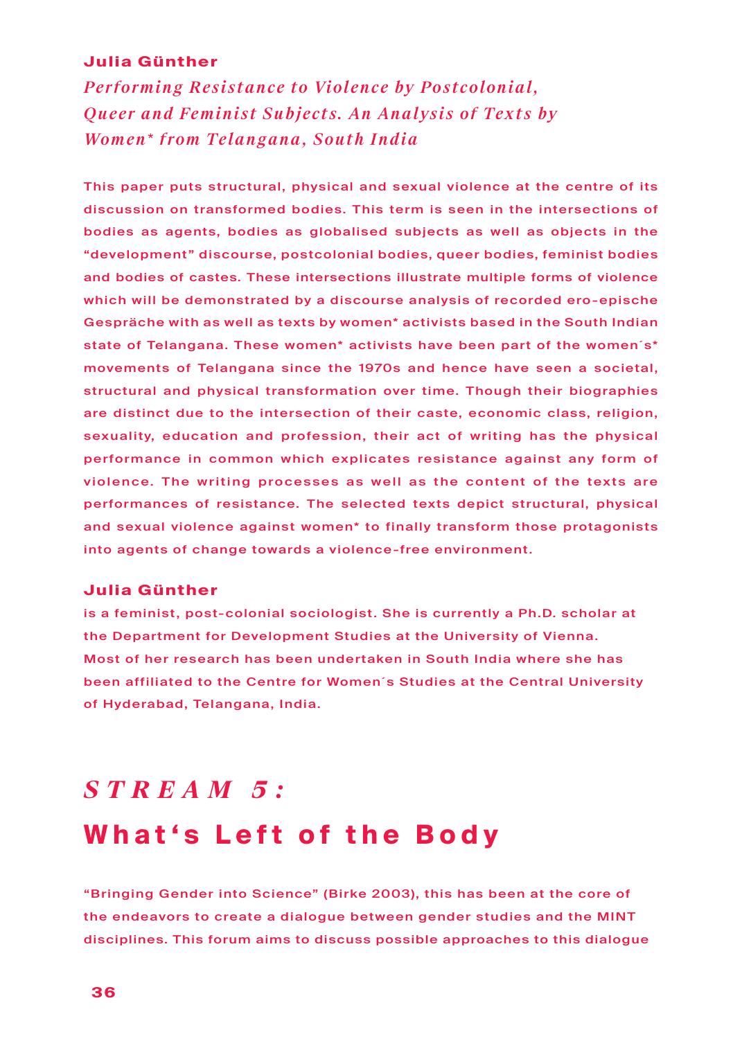**Julia Günther**

*Performing Resistance to Violence by Postcolonial, Queer and Feminist Subjects. An Analysis of Texts by Women* from Telangana, South India*

This paper puts structural, physical and sexual violence at the centre of its discussion on transformed bodies. This term is seen in the intersections of bodies as agents, bodies as globalised subjects as well as objects in the "development" discourse, postcolonial bodies, queer bodies, feminist bodies and bodies of castes. These intersections illustrate multiple forms of violence which will be demonstrated by a discourse analysis of recorded ero-epische Gespräche with as well as texts by women* activists based in the South Indian state of Telangana. These women* activists have been part of the women´s* movements of Telangana since the 1970s and hence have seen a societal, structural and physical transformation over time. Though their biographies are distinct due to the intersection of their caste, economic class, religion, sexuality, education and profession, their act of writing has the physical performance in common which explicates resistance against any form of violence. The writing processes as well as the content of the texts are performances of resistance. The selected texts depict structural, physical and sexual violence against women* to finally transform those protagonists into agents of change towards a violence-free environment.

**Julia Günther**

is a feminist, post-colonial sociologist. She is currently a Ph.D. scholar at the Department for Development Studies at the University of Vienna. Most of her research has been undertaken in South India where she has been affiliated to the Centre for Women´s Studies at the Central University of Hyderabad, Telangana, India.

# *STREAM 5:*

# What's Left of the Body

"Bringing Gender into Science" (Birke 2003), this has been at the core of the endeavors to create a dialogue between gender studies and the MINT disciplines. This forum aims to discuss possible approaches to this dialogue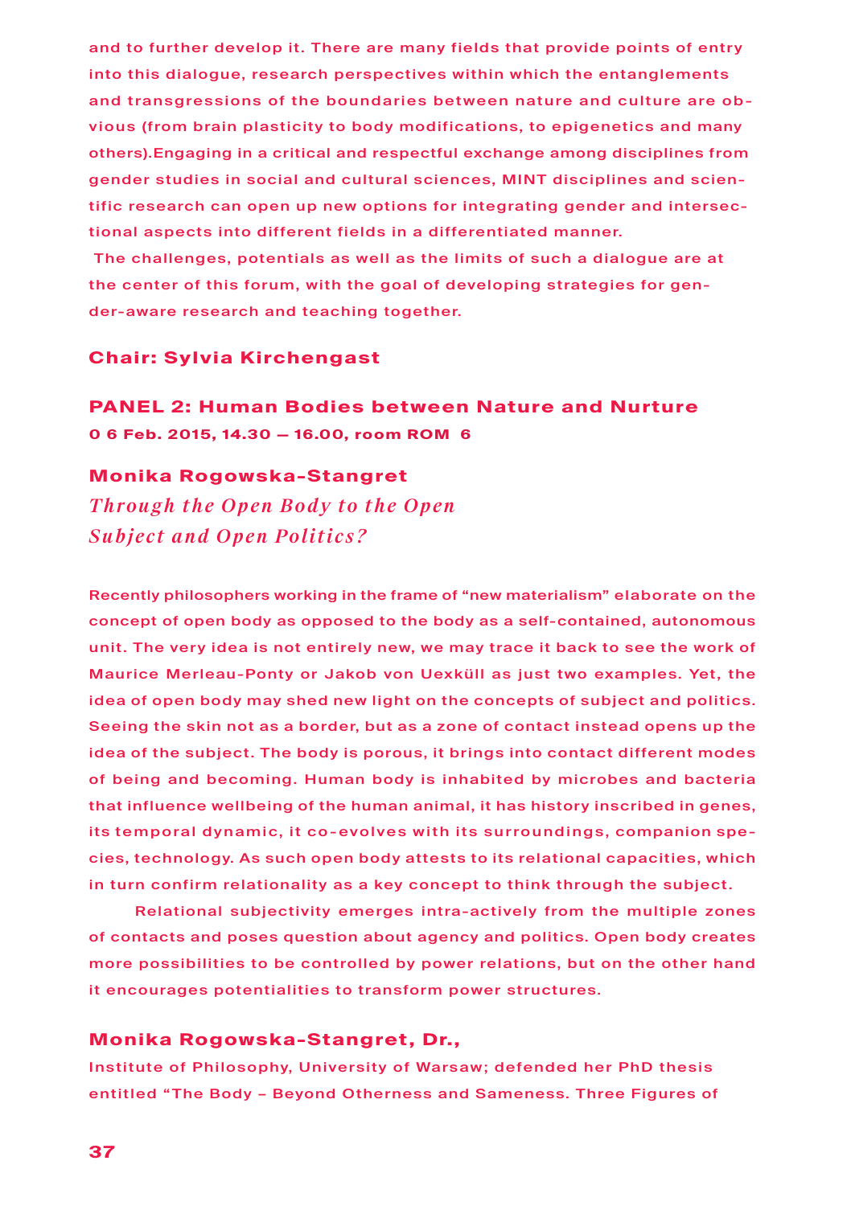and to further develop it. There are many fields that provide points of entry into this dialogue, research perspectives within which the entanglements and transgressions of the boundaries between nature and culture are obvious (from brain plasticity to body modifications, to epigenetics and many others).Engaging in a critical and respectful exchange among disciplines from gender studies in social and cultural sciences, MINT disciplines and scientific research can open up new options for integrating gender and intersectional aspects into different fields in a differentiated manner.

The challenges, potentials as well as the limits of such a dialogue are at the center of this forum, with the goal of developing strategies for gender-aware research and teaching together.

**Chair: Sylvia Kirchengast**

## PANEL 2: Human Bodies between Nature and Nurture

**0 6 Feb. 2015, 14.30 — 16.00, room ROM 6**

### Monika Rogowska-Stangret

*Through the Open Body to the Open Subject and Open Politics?*

Recently philosophers working in the frame of "new materialism" elaborate on the concept of open body as opposed to the body as a self-contained, autonomous unit. The very idea is not entirely new, we may trace it back to see the work of Maurice Merleau-Ponty or Jakob von Uexküll as just two examples. Yet, the idea of open body may shed new light on the concepts of subject and politics. Seeing the skin not as a border, but as a zone of contact instead opens up the idea of the subject. The body is porous, it brings into contact different modes of being and becoming. Human body is inhabited by microbes and bacteria that influence wellbeing of the human animal, it has history inscribed in genes, its temporal dynamic, it co-evolves with its surroundings, companion species, technology. As such open body attests to its relational capacities, which in turn confirm relationality as a key concept to think through the subject.

Relational subjectivity emerges intra-actively from the multiple zones of contacts and poses question about agency and politics. Open body creates more possibilities to be controlled by power relations, but on the other hand it encourages potentialities to transform power structures.

**Monika Rogowska-Stangret, Dr.,**

Institute of Philosophy, University of Warsaw; defended her PhD thesis entitled "The Body – Beyond Otherness and Sameness. Three Figures of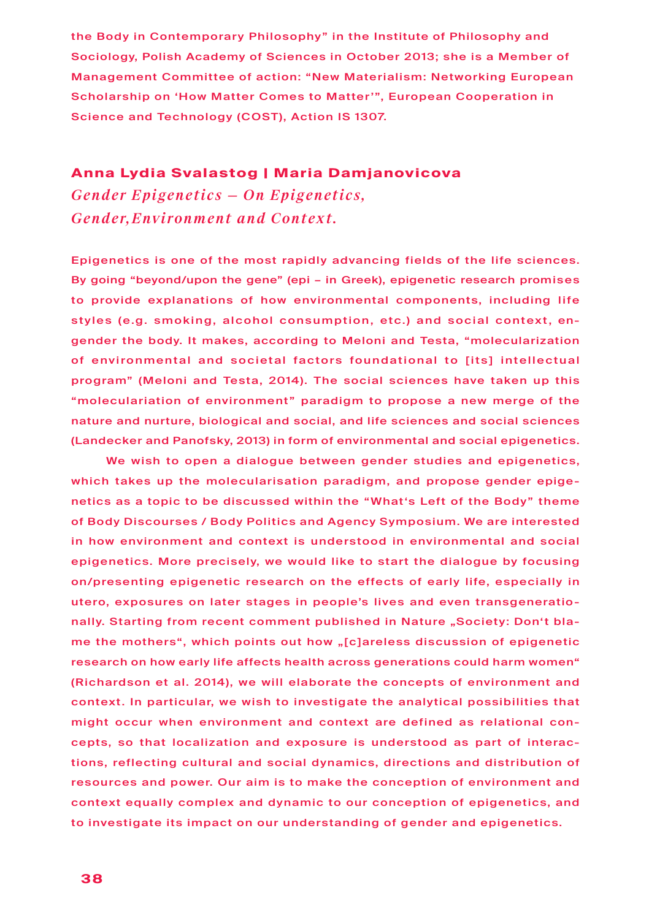the Body in Contemporary Philosophy" in the Institute of Philosophy and Sociology, Polish Academy of Sciences in October 2013; she is a Member of Management Committee of action: "New Materialism: Networking European Scholarship on 'How Matter Comes to Matter'", European Cooperation in Science and Technology (COST), Action IS 1307.

## Anna Lydia Svalastog | Maria Damjanovicova

### *Gender Epigenetics – On Epigenetics, Gender,Environment and Context.*

Epigenetics is one of the most rapidly advancing fields of the life sciences. By going "beyond/upon the gene" (epi – in Greek), epigenetic research promises to provide explanations of how environmental components, including life styles (e.g. smoking, alcohol consumption, etc.) and social context, engender the body. It makes, according to Meloni and Testa, "molecularization of environmental and societal factors foundational to [its] intellectual program" (Meloni and Testa, 2014). The social sciences have taken up this "moleculariation of environment" paradigm to propose a new merge of the nature and nurture, biological and social, and life sciences and social sciences (Landecker and Panofsky, 2013) in form of environmental and social epigenetics.

We wish to open a dialogue between gender studies and epigenetics, which takes up the molecularisation paradigm, and propose gender epigenetics as a topic to be discussed within the "What's Left of the Body" theme of Body Discourses / Body Politics and Agency Symposium. We are interested in how environment and context is understood in environmental and social epigenetics. More precisely, we would like to start the dialogue by focusing on/presenting epigenetic research on the effects of early life, especially in utero, exposures on later stages in people's lives and even transgenerationally. Starting from recent comment published in Nature „Society: Don't blame the mothers", which points out how „[c]areless discussion of epigenetic research on how early life affects health across generations could harm women" (Richardson et al. 2014), we will elaborate the concepts of environment and context. In particular, we wish to investigate the analytical possibilities that might occur when environment and context are defined as relational concepts, so that localization and exposure is understood as part of interactions, reflecting cultural and social dynamics, directions and distribution of resources and power. Our aim is to make the conception of environment and context equally complex and dynamic to our conception of epigenetics, and to investigate its impact on our understanding of gender and epigenetics.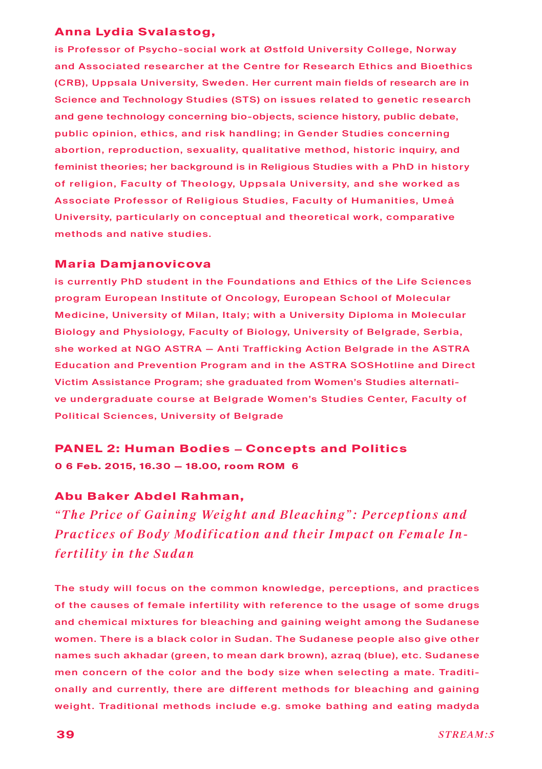**Anna Lydia Svalastog,**

is Professor of Psycho-social work at Østfold University College, Norway and Associated researcher at the Centre for Research Ethics and Bioethics (CRB), Uppsala University, Sweden. Her current main fields of research are in Science and Technology Studies (STS) on issues related to genetic research and gene technology concerning bio-objects, science history, public debate, public opinion, ethics, and risk handling; in Gender Studies concerning abortion, reproduction, sexuality, qualitative method, historic inquiry, and feminist theories; her background is in Religious Studies with a PhD in history of religion, Faculty of Theology, Uppsala University, and she worked as Associate Professor of Religious Studies, Faculty of Humanities, Umeå University, particularly on conceptual and theoretical work, comparative methods and native studies.

**Maria Damjanovicova**

is currently PhD student in the Foundations and Ethics of the Life Sciences program European Institute of Oncology, European School of Molecular Medicine, University of Milan, Italy; with a University Diploma in Molecular Biology and Physiology, Faculty of Biology, University of Belgrade, Serbia, she worked at NGO ASTRA — Anti Trafficking Action Belgrade in the ASTRA Education and Prevention Program and in the ASTRA SOSHotline and Direct Victim Assistance Program; she graduated from Women's Studies alternative undergraduate course at Belgrade Women's Studies Center, Faculty of Political Sciences, University of Belgrade

## PANEL 2: Human Bodies – Concepts and Politics

**0 6 Feb. 2015, 16.30 — 18.00, room ROM 6**

**Abu Baker Abdel Rahman,**

*"The Price of Gaining Weight and Bleaching": Perceptions and Practices of Body Modification and their Impact on Female Infertility in the Sudan*

The study will focus on the common knowledge, perceptions, and practices of the causes of female infertility with reference to the usage of some drugs and chemical mixtures for bleaching and gaining weight among the Sudanese women. There is a black color in Sudan. The Sudanese people also give other names such akhadar (green, to mean dark brown), azraq (blue), etc. Sudanese men concern of the color and the body size when selecting a mate. Traditionally and currently, there are different methods for bleaching and gaining weight. Traditional methods include e.g. smoke bathing and eating madyda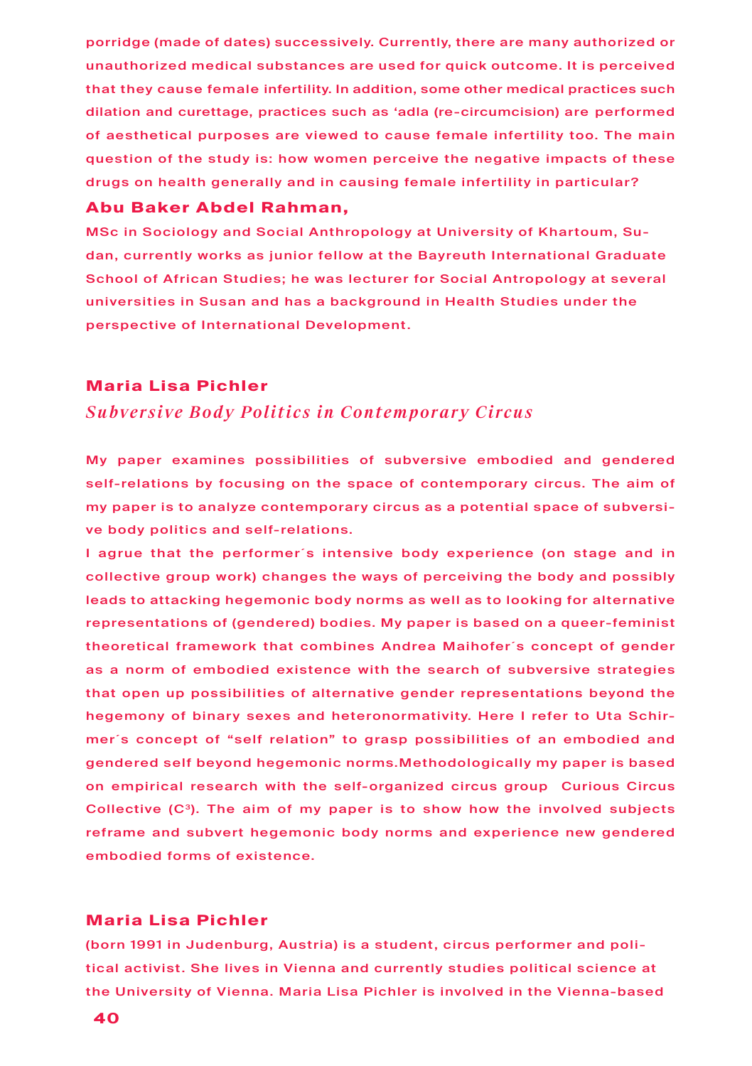porridge (made of dates) successively. Currently, there are many authorized or unauthorized medical substances are used for quick outcome. It is perceived that they cause female infertility. In addition, some other medical practices such dilation and curettage, practices such as 'adla (re-circumcision) are performed of aesthetical purposes are viewed to cause female infertility too. The main question of the study is: how women perceive the negative impacts of these drugs on health generally and in causing female infertility in particular?

**Abu Baker Abdel Rahman,**

MSc in Sociology and Social Anthropology at University of Khartoum, Sudan, currently works as junior fellow at the Bayreuth International Graduate School of African Studies; he was lecturer for Social Antropology at several universities in Susan and has a background in Health Studies under the perspective of International Development.

## Maria Lisa Pichler

### *Subversive Body Politics in Contemporary Circus*

My paper examines possibilities of subversive embodied and gendered self-relations by focusing on the space of contemporary circus. The aim of my paper is to analyze contemporary circus as a potential space of subversive body politics and self-relations.

I agrue that the performer´s intensive body experience (on stage and in collective group work) changes the ways of perceiving the body and possibly leads to attacking hegemonic body norms as well as to looking for alternative representations of (gendered) bodies. My paper is based on a queer-feminist theoretical framework that combines Andrea Maihofer´s concept of gender as a norm of embodied existence with the search of subversive strategies that open up possibilities of alternative gender representations beyond the hegemony of binary sexes and heteronormativity. Here I refer to Uta Schirmer´s concept of "self relation" to grasp possibilities of an embodied and gendered self beyond hegemonic norms.Methodologically my paper is based on empirical research with the self-organized circus group Curious Circus Collective ($C^3$). The aim of my paper is to show how the involved subjects reframe and subvert hegemonic body norms and experience new gendered embodied forms of existence.

**Maria Lisa Pichler**

(born 1991 in Judenburg, Austria) is a student, circus performer and political activist. She lives in Vienna and currently studies political science at the University of Vienna. Maria Lisa Pichler is involved in the Vienna-based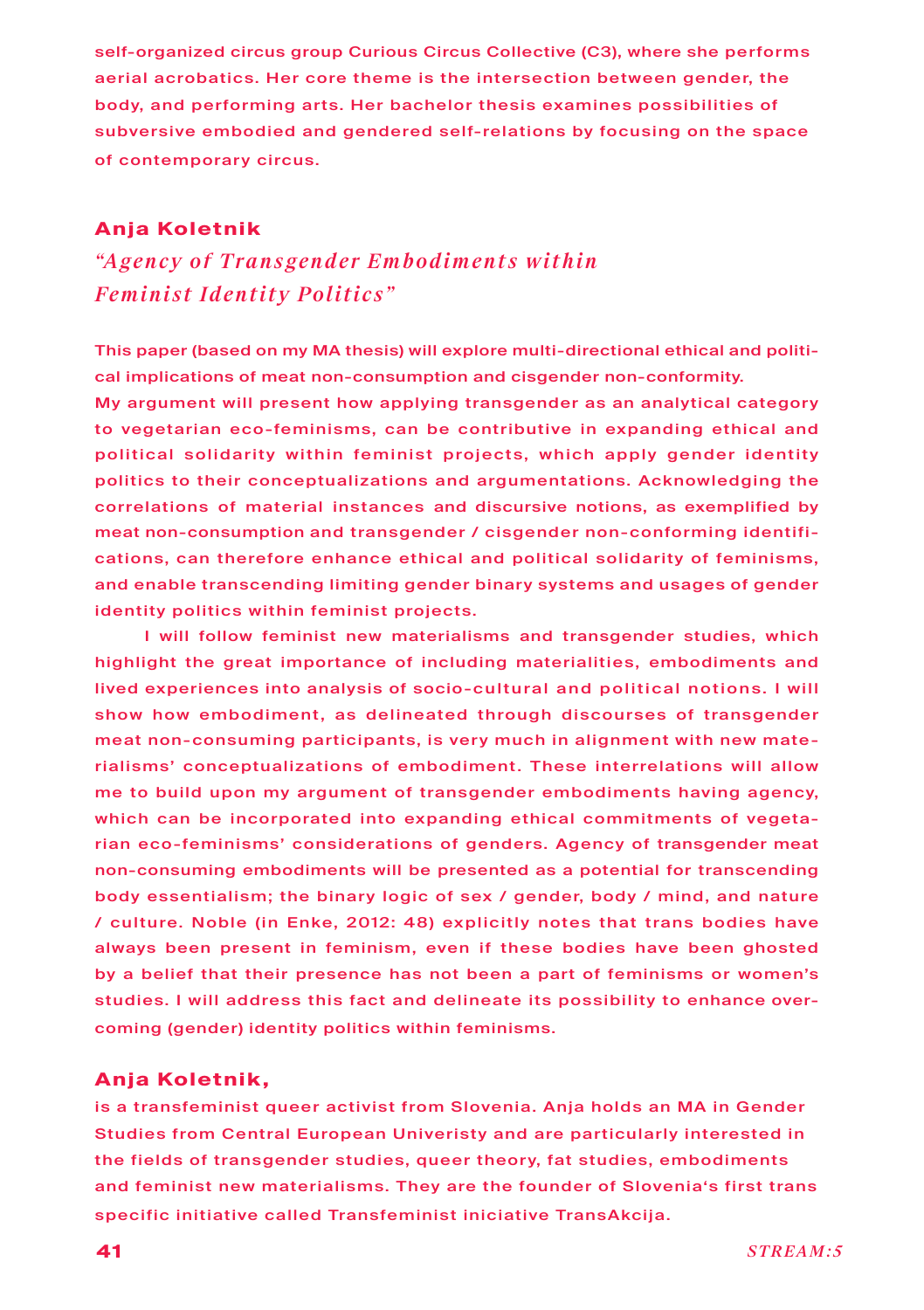self-organized circus group Curious Circus Collective (C3), where she performs aerial acrobatics. Her core theme is the intersection between gender, the body, and performing arts. Her bachelor thesis examines possibilities of subversive embodied and gendered self-relations by focusing on the space of contemporary circus.

## Anja Koletnik

### *"Agency of Transgender Embodiments within Feminist Identity Politics"*

This paper (based on my MA thesis) will explore multi-directional ethical and political implications of meat non-consumption and cisgender non-conformity. My argument will present how applying transgender as an analytical category to vegetarian eco-feminisms, can be contributive in expanding ethical and political solidarity within feminist projects, which apply gender identity politics to their conceptualizations and argumentations. Acknowledging the correlations of material instances and discursive notions, as exemplified by meat non-consumption and transgender / cisgender non-conforming identifications, can therefore enhance ethical and political solidarity of feminisms, and enable transcending limiting gender binary systems and usages of gender identity politics within feminist projects.

I will follow feminist new materialisms and transgender studies, which highlight the great importance of including materialities, embodiments and lived experiences into analysis of socio-cultural and political notions. I will show how embodiment, as delineated through discourses of transgender meat non-consuming participants, is very much in alignment with new materialisms' conceptualizations of embodiment. These interrelations will allow me to build upon my argument of transgender embodiments having agency, which can be incorporated into expanding ethical commitments of vegetarian eco-feminisms' considerations of genders. Agency of transgender meat non-consuming embodiments will be presented as a potential for transcending body essentialism; the binary logic of sex / gender, body / mind, and nature / culture. Noble (in Enke, 2012: 48) explicitly notes that trans bodies have always been present in feminism, even if these bodies have been ghosted by a belief that their presence has not been a part of feminisms or women's studies. I will address this fact and delineate its possibility to enhance overcoming (gender) identity politics within feminisms.

**Anja Koletnik,**

is a transfeminist queer activist from Slovenia. Anja holds an MA in Gender Studies from Central European Univeristy and are particularly interested in the fields of transgender studies, queer theory, fat studies, embodiments and feminist new materialisms. They are the founder of Slovenia's first trans specific initiative called Transfeminist iniciative TransAkcija.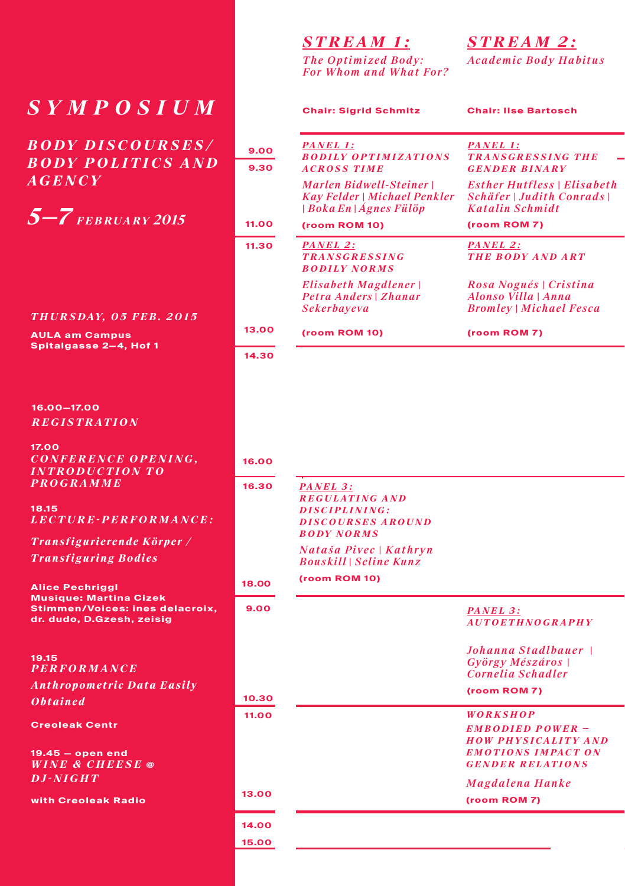# SYMPOSIUM

## BODY DISCOURSES/ BODY POLITICS AND AGENCY

## 5–7 FEBRUARY 2015

### THURSDAY, 05 FEB. 2015

**AULA am Campus**
**Spitalgasse 2–4, Hof 1**

**16.00–17.00**
*REGISTRATION*

**17.00**
*CONFERENCE OPENING, INTRODUCTION TO PROGRAMME*

**18.15**
*LECTURE-PERFORMANCE:*

*Transfigurierende Körper / Transfiguring Bodies*

**Alice Pechriggl**
**Musique: Martina Cizek**
**Stimmen/Voices: ines delacroix, dr. dudo, D.Gzesh, zeisig**

**19.15**
*PERFORMANCE*
*Anthropometric Data Easily Obtained*

**Creoleak Centr**

**19.45 – open end**
*WINE & CHEESE @ DJ-NIGHT*

**with Creoleak Radio**

| Time | STREAM 1: *The Optimized Body: For Whom and What For?* | STREAM 2: *Academic Body Habitus* |
|---|---|---|
| | **Chair: Sigrid Schmitz** | **Chair: Ilse Bartosch** |
| 9.00 | | |
| 9.30–11.00 | *PANEL 1: BODILY OPTIMIZATIONS ACROSS TIME*<br>*Marlen Bidwell-Steiner \| Kay Felder \| Michael Penkler \| Boka En \| Ágnes Fülöp*<br>**(room ROM 10)** | *PANEL 1: TRANSGRESSING THE GENDER BINARY*<br>*Esther Hutfless \| Elisabeth Schäfer \| Judith Conrads \| Katalin Schmidt*<br>**(room ROM 7)** |
| 11.30–13.00 | *PANEL 2: TRANSGRESSING BODILY NORMS*<br>*Elisabeth Magdlener \| Petra Anders \| Zhanar Sekerbayeva*<br>**(room ROM 10)** | *PANEL 2: THE BODY AND ART*<br>*Rosa Nogués \| Cristina Alonso Villa \| Anna Bromley \| Michael Fesca*<br>**(room ROM 7)** |
| 14.30 | | |
| 16.00 | | |
| 16.30–18.00 | *PANEL 3: REGULATING AND DISCIPLINING: DISCOURSES AROUND BODY NORMS*<br>*Nataša Pivec \| Kathryn Bouskill \| Seline Kunz*<br>**(room ROM 10)** | |
| 9.00–10.30 | | *PANEL 3: AUTOETHNOGRAPHY*<br>*Johanna Stadlbauer \| György Mészáros \| Cornelia Schadler*<br>**(room ROM 7)** |
| 11.00–13.00 | | *WORKSHOP EMBODIED POWER – HOW PHYSICALITY AND EMOTIONS IMPACT ON GENDER RELATIONS*<br>*Magdalena Hanke*<br>**(room ROM 7)** |
| 14.00 | | |
| 15.00 | | |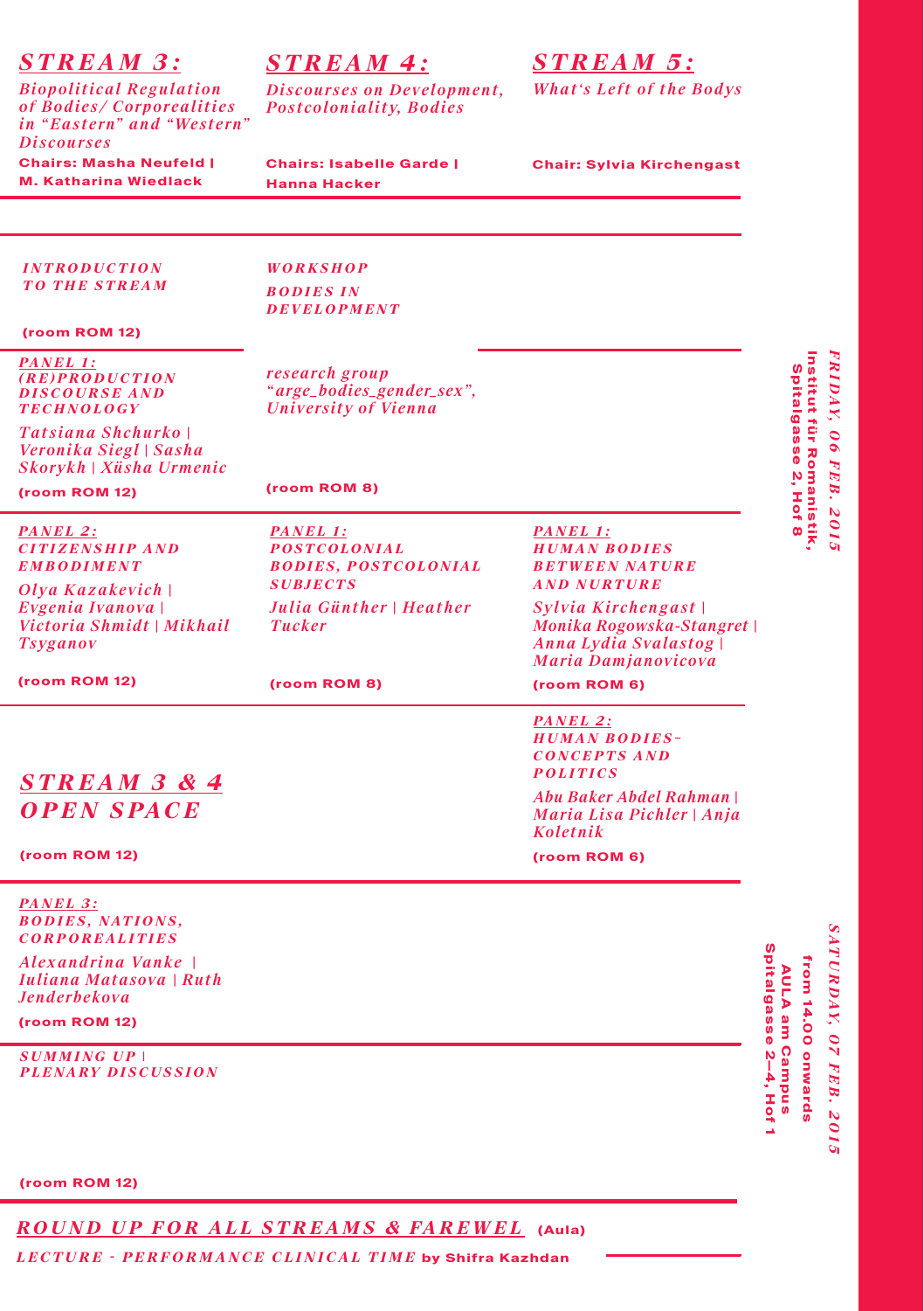## *STREAM 3:*

*Biopolitical Regulation of Bodies/ Corporealities in "Eastern" and "Western" Discourses*

**Chairs: Masha Neufeld | M. Katharina Wiedlack**

## *STREAM 4:*

*Discourses on Development, Postcoloniality, Bodies*

**Chairs: Isabelle Garde | Hanna Hacker**

## *STREAM 5:*

*What's Left of the Bodys*

**Chair: Sylvia Kirchengast**

---

***FRIDAY, 06 FEB. 2015***
**Institut für Romanistik, Spitalgasse 2, Hof 8**

| STREAM 3 | STREAM 4 | STREAM 5 |
| --- | --- | --- |
| ***INTRODUCTION TO THE STREAM*** (room ROM 12) | ***WORKSHOP BODIES IN DEVELOPMENT*** research group *"arge_bodies_gender_sex", University of Vienna* (room ROM 8) | |
| ***PANEL 1: (RE)PRODUCTION DISCOURSE AND TECHNOLOGY*** *Tatsiana Shchurko \| Veronika Siegl \| Sasha Skorykh \| Xüsha Urmenic* (room ROM 12) | | |
| ***PANEL 2: CITIZENSHIP AND EMBODIMENT*** *Olya Kazakevich \| Evgenia Ivanova \| Victoria Shmidt \| Mikhail Tsyganov* (room ROM 12) | ***PANEL 1: POSTCOLONIAL BODIES, POSTCOLONIAL SUBJECTS*** *Julia Günther \| Heather Tucker* (room ROM 8) | ***PANEL 1: HUMAN BODIES BETWEEN NATURE AND NURTURE*** *Sylvia Kirchengast \| Monika Rogowska-Stangret \| Anna Lydia Svalastog \| Maria Damjanovicova* (room ROM 6) |
| ***STREAM 3 & 4 OPEN SPACE*** (room ROM 12) | | ***PANEL 2: HUMAN BODIES– CONCEPTS AND POLITICS*** *Abu Baker Abdel Rahman \| Maria Lisa Pichler \| Anja Koletnik* (room ROM 6) |

***SATURDAY, 07 FEB. 2015***
**from 14.00 onwards**
**AULA am Campus**
**Spitalgasse 2–4, Hof 1**

| STREAM 3 |
| --- |
| ***PANEL 3: BODIES, NATIONS, CORPOREALITIES*** *Alexandrina Vanke \| Iuliana Matasova \| Ruth Jenderbekova* (room ROM 12) |
| ***SUMMING UP \| PLENARY DISCUSSION*** (room ROM 12) |

***ROUND UP FOR ALL STREAMS & FAREWEL*** **(Aula)**

***LECTURE - PERFORMANCE CLINICAL TIME*** **by Shifra Kazhdan**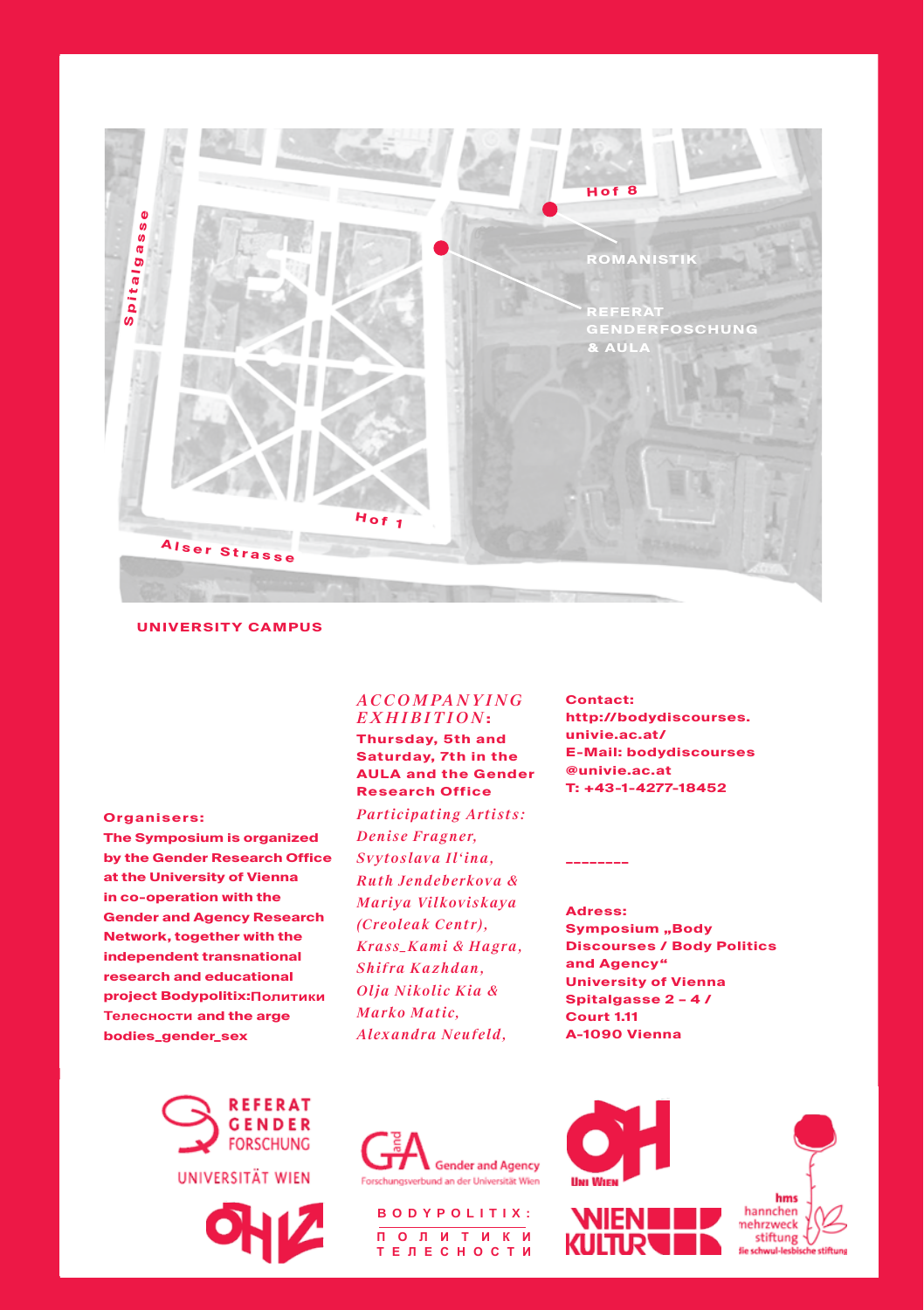Hof 8

ROMANISTIK

REFERAT GENDERFOSCHUNG & AULA

Spitalgasse

Hof 1

Alser Strasse

**UNIVERSITY CAMPUS**

**Organisers:**

**The Symposium is organized by the Gender Research Office at the University of Vienna in co-operation with the Gender and Agency Research Network, together with the independent transnational research and educational project Bodypolitix:Политики Телесности and the arge bodies_gender_sex**

*ACCOMPANYING EXHIBITION*:

**Thursday, 5th and Saturday, 7th in the AULA and the Gender Research Office**

*Participating Artists:*

*Denise Fragner,*
*Svytoslava Il'ina,*
*Ruth Jendeberkova & Mariya Vilkoviskaya (Creoleak Centr),*
*Krass_Kami & Hagra,*
*Shifra Kazhdan,*
*Olja Nikolic Kia & Marko Matic,*
*Alexandra Neufeld,*

**Contact:**
**http://bodydiscourses.univie.ac.at/**
**E-Mail: bodydiscourses@univie.ac.at**
**T: +43-1-4277-18452**

---

**Adress:**
**Symposium „Body Discourses / Body Politics and Agency“**
**University of Vienna**
**Spitalgasse 2 – 4 / Court 1.11**
**A-1090 Vienna**

REFERAT GENDER FORSCHUNG
UNIVERSITÄT WIEN

Gender and Agency
Forschungsverbund an der Universität Wien

BODYPOLITIX:
ПОЛИТИКИ ТЕЛЕСНОСТИ

ÖH UNI WIEN

WIEN KULTUR

hms hannchen mehrzweck stiftung
die schwul-lesbische stiftung